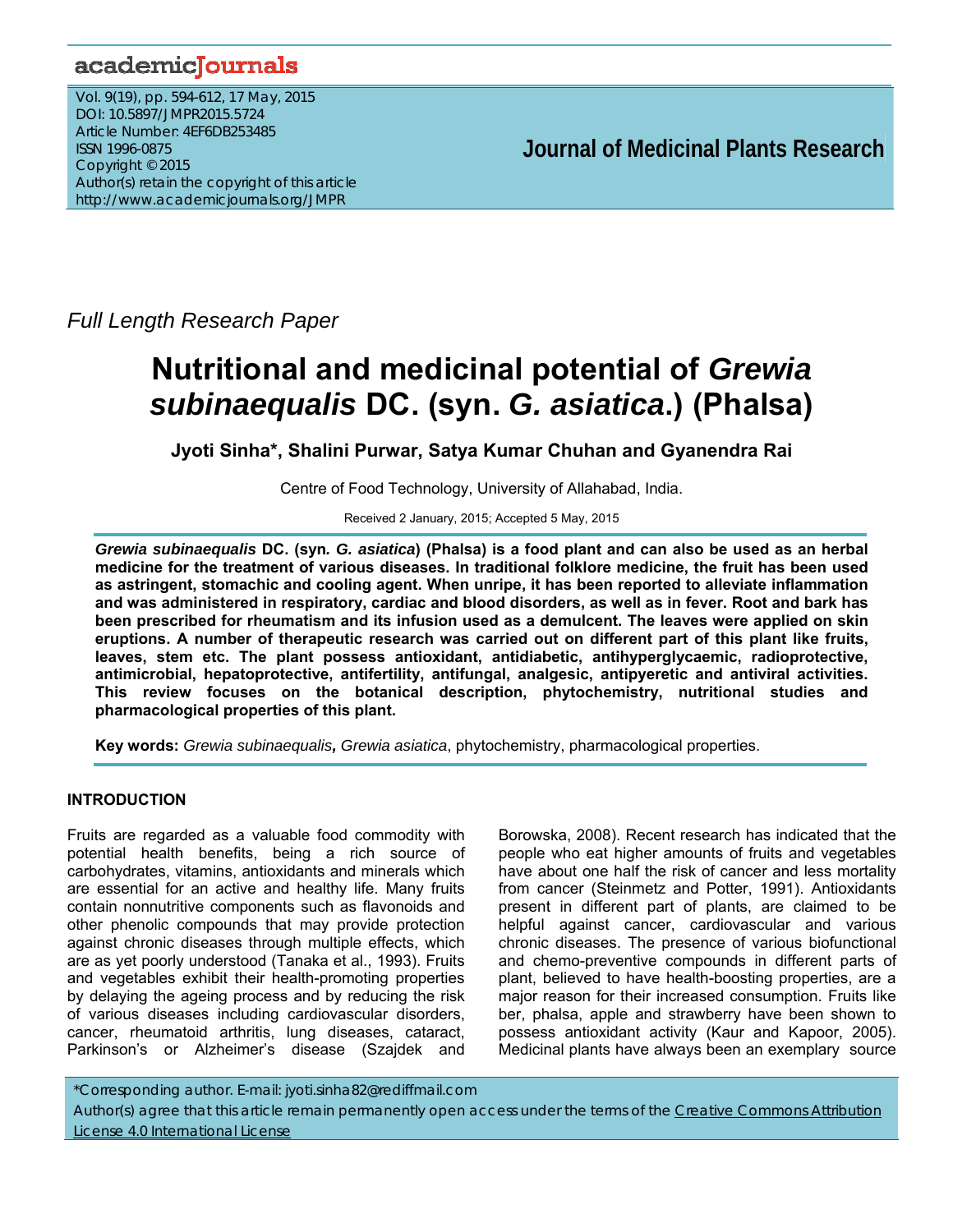Full Length Research Paper

# Nutritional and medicinal potential of *Grewia subinaequalis* DC. (syn. *G. asiatica*.) (Phalsa)

**Jyoti Sinha*, Shalini Purwar, Satya Kumar Chuhan and Gyanendra Rai**

Centre of Food Technology, University of Allahabad, India.

Received 2 January, 2015; Accepted 5 May, 2015

***Grewia subinaequalis* DC. (syn. *G. asiatica*) (Phalsa) is a food plant and can also be used as an herbal medicine for the treatment of various diseases. In traditional folklore medicine, the fruit has been used as astringent, stomachic and cooling agent. When unripe, it has been reported to alleviate inflammation and was administered in respiratory, cardiac and blood disorders, as well as in fever. Root and bark has been prescribed for rheumatism and its infusion used as a demulcent. The leaves were applied on skin eruptions. A number of therapeutic research was carried out on different part of this plant like fruits, leaves, stem etc. The plant possess antioxidant, antidiabetic, antihyperglycaemic, radioprotective, antimicrobial, hepatoprotective, antifertility, antifungal, analgesic, antipyeretic and antiviral activities. This review focuses on the botanical description, phytochemistry, nutritional studies and pharmacological properties of this plant.**

**Key words:** *Grewia subinaequalis***,** *Grewia asiatica*, phytochemistry, pharmacological properties.

## INTRODUCTION

Fruits are regarded as a valuable food commodity with potential health benefits, being a rich source of carbohydrates, vitamins, antioxidants and minerals which are essential for an active and healthy life. Many fruits contain nonnutritive components such as flavonoids and other phenolic compounds that may provide protection against chronic diseases through multiple effects, which are as yet poorly understood (Tanaka et al., 1993). Fruits and vegetables exhibit their health-promoting properties by delaying the ageing process and by reducing the risk of various diseases including cardiovascular disorders, cancer, rheumatoid arthritis, lung diseases, cataract, Parkinson's or Alzheimer's disease (Szajdek and Borowska, 2008). Recent research has indicated that the people who eat higher amounts of fruits and vegetables have about one half the risk of cancer and less mortality from cancer (Steinmetz and Potter, 1991). Antioxidants present in different part of plants, are claimed to be helpful against cancer, cardiovascular and various chronic diseases. The presence of various biofunctional and chemo-preventive compounds in different parts of plant, believed to have health-boosting properties, are a major reason for their increased consumption. Fruits like ber, phalsa, apple and strawberry have been shown to possess antioxidant activity (Kaur and Kapoor, 2005). Medicinal plants have always been an exemplary source

*Corresponding author. E-mail: jyoti.sinha82@rediffmail.com

Author(s) agree that this article remain permanently open access under the terms of the Creative Commons Attribution License 4.0 International License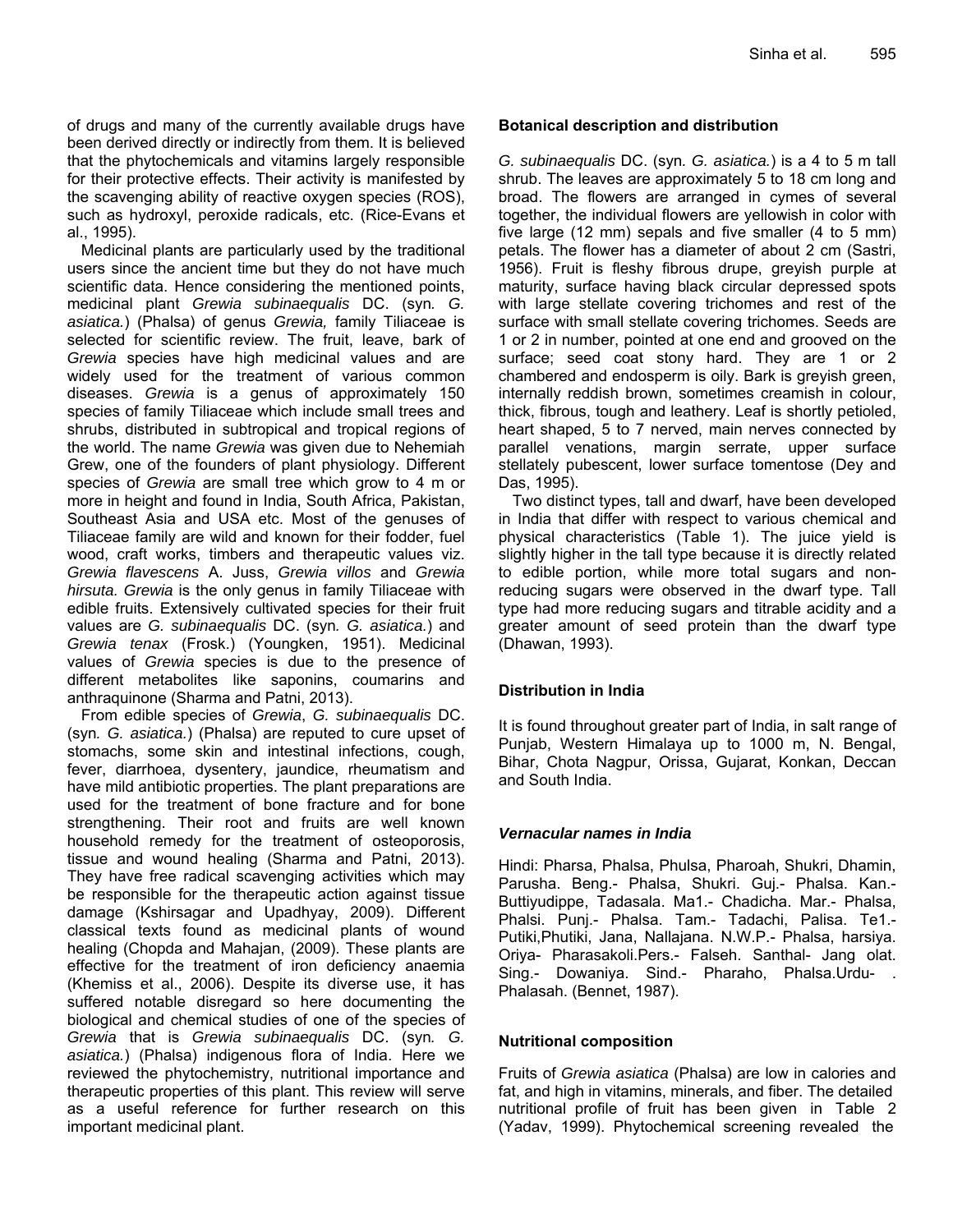of drugs and many of the currently available drugs have been derived directly or indirectly from them. It is believed that the phytochemicals and vitamins largely responsible for their protective effects. Their activity is manifested by the scavenging ability of reactive oxygen species (ROS), such as hydroxyl, peroxide radicals, etc. (Rice-Evans et al., 1995).

Medicinal plants are particularly used by the traditional users since the ancient time but they do not have much scientific data. Hence considering the mentioned points, medicinal plant *Grewia subinaequalis* DC. (syn*. G. asiatica.*) (Phalsa) of genus *Grewia,* family Tiliaceae is selected for scientific review. The fruit, leave, bark of *Grewia* species have high medicinal values and are widely used for the treatment of various common diseases. *Grewia* is a genus of approximately 150 species of family Tiliaceae which include small trees and shrubs, distributed in subtropical and tropical regions of the world. The name *Grewia* was given due to Nehemiah Grew, one of the founders of plant physiology. Different species of *Grewia* are small tree which grow to 4 m or more in height and found in India, South Africa, Pakistan, Southeast Asia and USA etc. Most of the genuses of Tiliaceae family are wild and known for their fodder, fuel wood, craft works, timbers and therapeutic values viz. *Grewia flavescens* A. Juss, *Grewia villos* and *Grewia hirsuta. Grewia* is the only genus in family Tiliaceae with edible fruits. Extensively cultivated species for their fruit values are *G. subinaequalis* DC. (syn*. G. asiatica.*) and *Grewia tenax* (Frosk.) (Youngken, 1951). Medicinal values of *Grewia* species is due to the presence of different metabolites like saponins, coumarins and anthraquinone (Sharma and Patni, 2013).

From edible species of *Grewia*, *G. subinaequalis* DC. (syn*. G. asiatica.*) (Phalsa) are reputed to cure upset of stomachs, some skin and intestinal infections, cough, fever, diarrhoea, dysentery, jaundice, rheumatism and have mild antibiotic properties. The plant preparations are used for the treatment of bone fracture and for bone strengthening. Their root and fruits are well known household remedy for the treatment of osteoporosis, tissue and wound healing (Sharma and Patni, 2013). They have free radical scavenging activities which may be responsible for the therapeutic action against tissue damage (Kshirsagar and Upadhyay, 2009). Different classical texts found as medicinal plants of wound healing (Chopda and Mahajan, (2009). These plants are effective for the treatment of iron deficiency anaemia (Khemiss et al., 2006). Despite its diverse use, it has suffered notable disregard so here documenting the biological and chemical studies of one of the species of *Grewia* that is *Grewia subinaequalis* DC. (syn*. G. asiatica.*) (Phalsa) indigenous flora of India. Here we reviewed the phytochemistry, nutritional importance and therapeutic properties of this plant. This review will serve as a useful reference for further research on this important medicinal plant.

## Botanical description and distribution

*G. subinaequalis* DC. (syn. *G. asiatica.*) is a 4 to 5 m tall shrub. The leaves are approximately 5 to 18 cm long and broad. The flowers are arranged in cymes of several together, the individual flowers are yellowish in color with five large (12 mm) sepals and five smaller (4 to 5 mm) petals. The flower has a diameter of about 2 cm (Sastri, 1956). Fruit is fleshy fibrous drupe, greyish purple at maturity, surface having black circular depressed spots with large stellate covering trichomes and rest of the surface with small stellate covering trichomes. Seeds are 1 or 2 in number, pointed at one end and grooved on the surface; seed coat stony hard. They are 1 or 2 chambered and endosperm is oily. Bark is greyish green, internally reddish brown, sometimes creamish in colour, thick, fibrous, tough and leathery. Leaf is shortly petioled, heart shaped, 5 to 7 nerved, main nerves connected by parallel venations, margin serrate, upper surface stellately pubescent, lower surface tomentose (Dey and Das, 1995).

Two distinct types, tall and dwarf, have been developed in India that differ with respect to various chemical and physical characteristics (Table 1). The juice yield is slightly higher in the tall type because it is directly related to edible portion, while more total sugars and non-reducing sugars were observed in the dwarf type. Tall type had more reducing sugars and titrable acidity and a greater amount of seed protein than the dwarf type (Dhawan, 1993).

## Distribution in India

It is found throughout greater part of India, in salt range of Punjab, Western Himalaya up to 1000 m, N. Bengal, Bihar, Chota Nagpur, Orissa, Gujarat, Konkan, Deccan and South India.

## *Vernacular names in India*

Hindi: Pharsa, Phalsa, Phulsa, Pharoah, Shukri, Dhamin, Parusha. Beng.- Phalsa, Shukri. Guj.- Phalsa. Kan.- Buttiyudippe, Tadasala. Ma1.- Chadicha. Mar.- Phalsa, Phalsi. Punj.- Phalsa. Tam.- Tadachi, Palisa. Te1.- Putiki,Phutiki, Jana, Nallajana. N.W.P.- Phalsa, harsiya. Oriya- Pharasakoli.Pers.- Falseh. Santhal- Jang olat. Sing.- Dowaniya. Sind.- Pharaho, Phalsa.Urdu- . Phalasah. (Bennet, 1987).

## Nutritional composition

Fruits of *Grewia asiatica* (Phalsa) are low in calories and fat, and high in vitamins, minerals, and fiber. The detailed nutritional profile of fruit has been given in Table 2 (Yadav, 1999). Phytochemical screening revealed the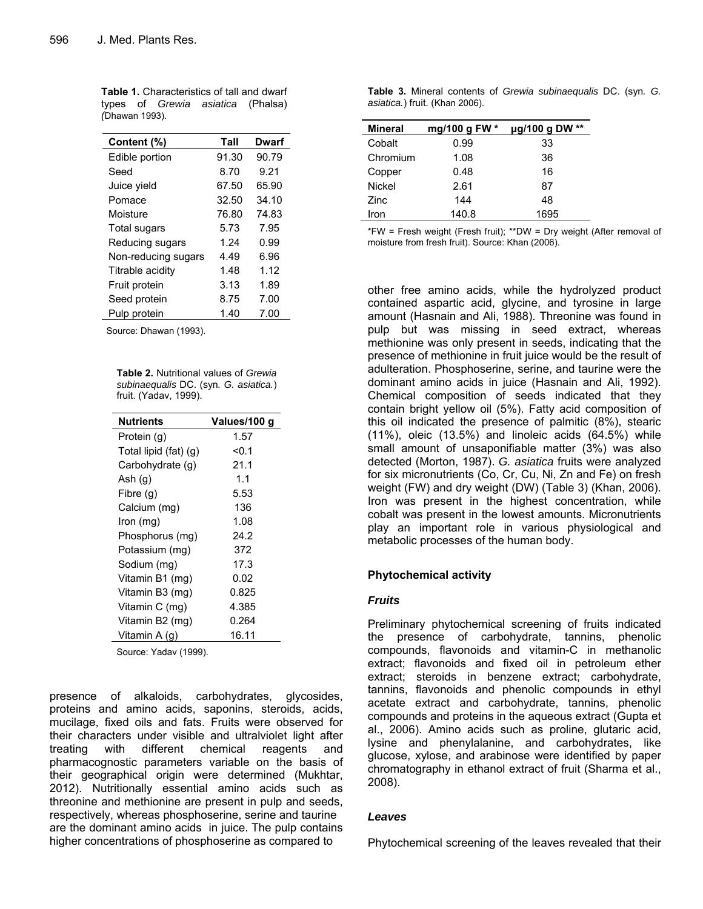**Table 1.** Characteristics of tall and dwarf types of *Grewia asiatica* (Phalsa) (Dhawan 1993).

| Content (%) | Tall | Dwarf |
|---|---|---|
| Edible portion | 91.30 | 90.79 |
| Seed | 8.70 | 9.21 |
| Juice yield | 67.50 | 65.90 |
| Pomace | 32.50 | 34.10 |
| Moisture | 76.80 | 74.83 |
| Total sugars | 5.73 | 7.95 |
| Reducing sugars | 1.24 | 0.99 |
| Non-reducing sugars | 4.49 | 6.96 |
| Titrable acidity | 1.48 | 1.12 |
| Fruit protein | 3.13 | 1.89 |
| Seed protein | 8.75 | 7.00 |
| Pulp protein | 1.40 | 7.00 |

Source: Dhawan (1993).

**Table 2.** Nutritional values of *Grewia subinaequalis* DC. (syn. *G. asiatica.*) fruit. (Yadav, 1999).

| Nutrients | Values/100 g |
|---|---|
| Protein (g) | 1.57 |
| Total lipid (fat) (g) | <0.1 |
| Carbohydrate (g) | 21.1 |
| Ash (g) | 1.1 |
| Fibre (g) | 5.53 |
| Calcium (mg) | 136 |
| Iron (mg) | 1.08 |
| Phosphorus (mg) | 24.2 |
| Potassium (mg) | 372 |
| Sodium (mg) | 17.3 |
| Vitamin B1 (mg) | 0.02 |
| Vitamin B3 (mg) | 0.825 |
| Vitamin C (mg) | 4.385 |
| Vitamin B2 (mg) | 0.264 |
| Vitamin A (g) | 16.11 |

Source: Yadav (1999).

presence of alkaloids, carbohydrates, glycosides, proteins and amino acids, saponins, steroids, acids, mucilage, fixed oils and fats. Fruits were observed for their characters under visible and ultralviolet light after treating with different chemical reagents and pharmacognostic parameters variable on the basis of their geographical origin were determined (Mukhtar, 2012). Nutritionally essential amino acids such as threonine and methionine are present in pulp and seeds, respectively, whereas phosphoserine, serine and taurine are the dominant amino acids in juice. The pulp contains higher concentrations of phosphoserine as compared to

**Table 3.** Mineral contents of *Grewia subinaequalis* DC. (syn. *G. asiatica.*) fruit. (Khan 2006).

| Mineral | mg/100 g FW * | µg/100 g DW ** |
|---|---|---|
| Cobalt | 0.99 | 33 |
| Chromium | 1.08 | 36 |
| Copper | 0.48 | 16 |
| Nickel | 2.61 | 87 |
| Zinc | 144 | 48 |
| Iron | 140.8 | 1695 |

*FW = Fresh weight (Fresh fruit); **DW = Dry weight (After removal of moisture from fresh fruit). Source: Khan (2006).

other free amino acids, while the hydrolyzed product contained aspartic acid, glycine, and tyrosine in large amount (Hasnain and Ali, 1988). Threonine was found in pulp but was missing in seed extract, whereas methionine was only present in seeds, indicating that the presence of methionine in fruit juice would be the result of adulteration. Phosphoserine, serine, and taurine were the dominant amino acids in juice (Hasnain and Ali, 1992). Chemical composition of seeds indicated that they contain bright yellow oil (5%). Fatty acid composition of this oil indicated the presence of palmitic (8%), stearic (11%), oleic (13.5%) and linoleic acids (64.5%) while small amount of unsaponifiable matter (3%) was also detected (Morton, 1987). *G. asiatica* fruits were analyzed for six micronutrients (Co, Cr, Cu, Ni, Zn and Fe) on fresh weight (FW) and dry weight (DW) (Table 3) (Khan, 2006). Iron was present in the highest concentration, while cobalt was present in the lowest amounts. Micronutrients play an important role in various physiological and metabolic processes of the human body.

## Phytochemical activity

### *Fruits*

Preliminary phytochemical screening of fruits indicated the presence of carbohydrate, tannins, phenolic compounds, flavonoids and vitamin-C in methanolic extract; flavonoids and fixed oil in petroleum ether extract; steroids in benzene extract; carbohydrate, tannins, flavonoids and phenolic compounds in ethyl acetate extract and carbohydrate, tannins, phenolic compounds and proteins in the aqueous extract (Gupta et al., 2006). Amino acids such as proline, glutaric acid, lysine and phenylalanine, and carbohydrates, like glucose, xylose, and arabinose were identified by paper chromatography in ethanol extract of fruit (Sharma et al., 2008).

### *Leaves*

Phytochemical screening of the leaves revealed that their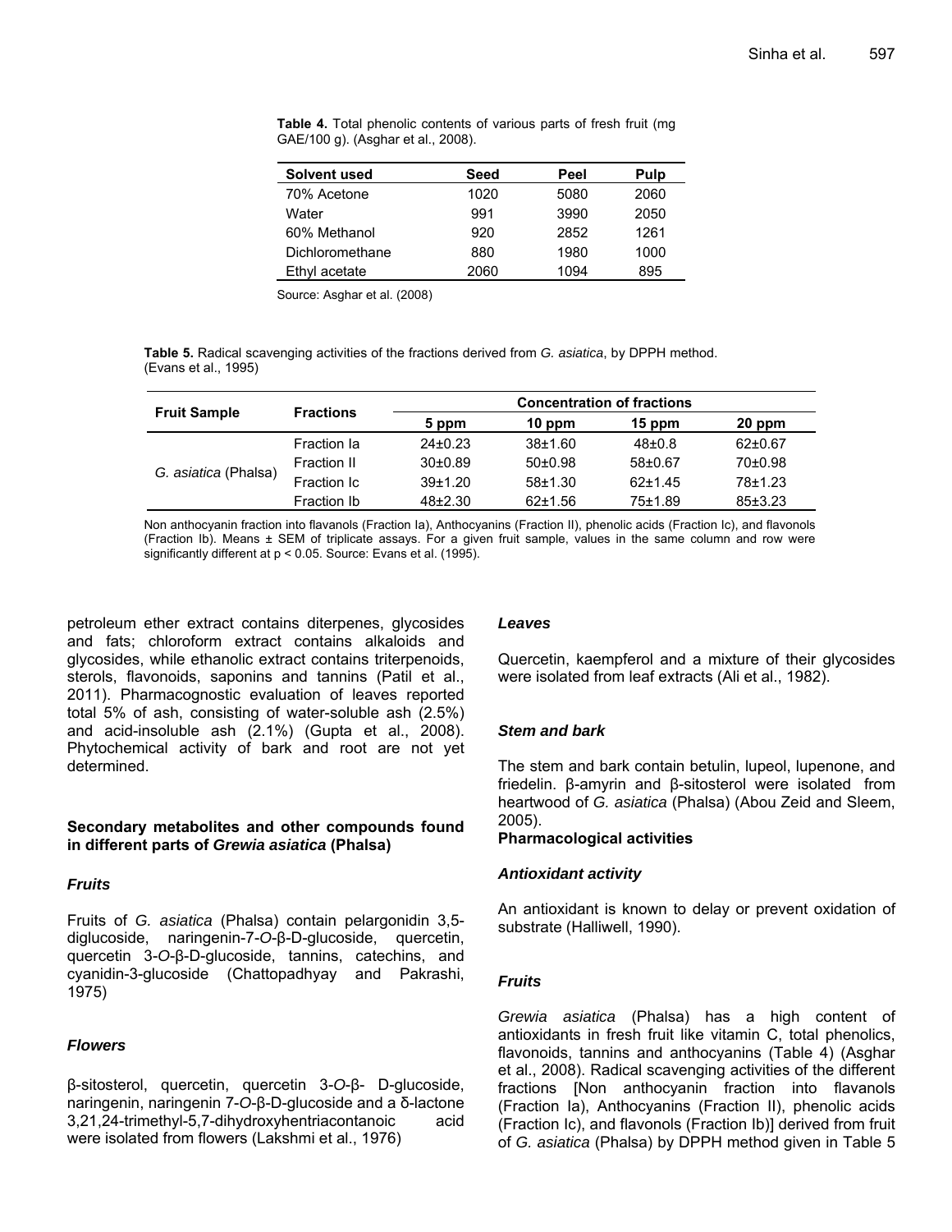**Table 4.** Total phenolic contents of various parts of fresh fruit (mg GAE/100 g). (Asghar et al., 2008).

| Solvent used | Seed | Peel | Pulp |
|---|---|---|---|
| 70% Acetone | 1020 | 5080 | 2060 |
| Water | 991 | 3990 | 2050 |
| 60% Methanol | 920 | 2852 | 1261 |
| Dichloromethane | 880 | 1980 | 1000 |
| Ethyl acetate | 2060 | 1094 | 895 |

Source: Asghar et al. (2008)

**Table 5.** Radical scavenging activities of the fractions derived from *G. asiatica*, by DPPH method. (Evans et al., 1995)

| Fruit Sample | Fractions | Concentration of fractions | | | |
|---|---|---|---|---|---|
| | | 5 ppm | 10 ppm | 15 ppm | 20 ppm |
| *G. asiatica* (Phalsa) | Fraction Ia | 24±0.23 | 38±1.60 | 48±0.8 | 62±0.67 |
| | Fraction II | 30±0.89 | 50±0.98 | 58±0.67 | 70±0.98 |
| | Fraction Ic | 39±1.20 | 58±1.30 | 62±1.45 | 78±1.23 |
| | Fraction Ib | 48±2.30 | 62±1.56 | 75±1.89 | 85±3.23 |

Non anthocyanin fraction into flavanols (Fraction Ia), Anthocyanins (Fraction II), phenolic acids (Fraction Ic), and flavonols (Fraction Ib). Means ± SEM of triplicate assays. For a given fruit sample, values in the same column and row were significantly different at $p < 0.05$. Source: Evans et al. (1995).

petroleum ether extract contains diterpenes, glycosides and fats; chloroform extract contains alkaloids and glycosides, while ethanolic extract contains triterpenoids, sterols, flavonoids, saponins and tannins (Patil et al., 2011). Pharmacognostic evaluation of leaves reported total 5% of ash, consisting of water-soluble ash (2.5%) and acid-insoluble ash (2.1%) (Gupta et al., 2008). Phytochemical activity of bark and root are not yet determined.

### Secondary metabolites and other compounds found in different parts of *Grewia asiatica* (Phalsa)

#### *Fruits*

Fruits of *G. asiatica* (Phalsa) contain pelargonidin 3,5-diglucoside, naringenin-7-*O*-β-D-glucoside, quercetin, quercetin 3-*O*-β-D-glucoside, tannins, catechins, and cyanidin-3-glucoside (Chattopadhyay and Pakrashi, 1975)

#### *Flowers*

β-sitosterol, quercetin, quercetin 3-*O*-β- D-glucoside, naringenin, naringenin 7-*O*-β-D-glucoside and a δ-lactone 3,21,24-trimethyl-5,7-dihydroxyhentriacontanoic acid were isolated from flowers (Lakshmi et al., 1976)

#### *Leaves*

Quercetin, kaempferol and a mixture of their glycosides were isolated from leaf extracts (Ali et al., 1982).

#### *Stem and bark*

The stem and bark contain betulin, lupeol, lupenone, and friedelin. β-amyrin and β-sitosterol were isolated from heartwood of *G. asiatica* (Phalsa) (Abou Zeid and Sleem, 2005).

### Pharmacological activities

#### *Antioxidant activity*

An antioxidant is known to delay or prevent oxidation of substrate (Halliwell, 1990).

#### *Fruits*

*Grewia asiatica* (Phalsa) has a high content of antioxidants in fresh fruit like vitamin C, total phenolics, flavonoids, tannins and anthocyanins (Table 4) (Asghar et al., 2008). Radical scavenging activities of the different fractions [Non anthocyanin fraction into flavanols (Fraction Ia), Anthocyanins (Fraction II), phenolic acids (Fraction Ic), and flavonols (Fraction Ib)] derived from fruit of *G. asiatica* (Phalsa) by DPPH method given in Table 5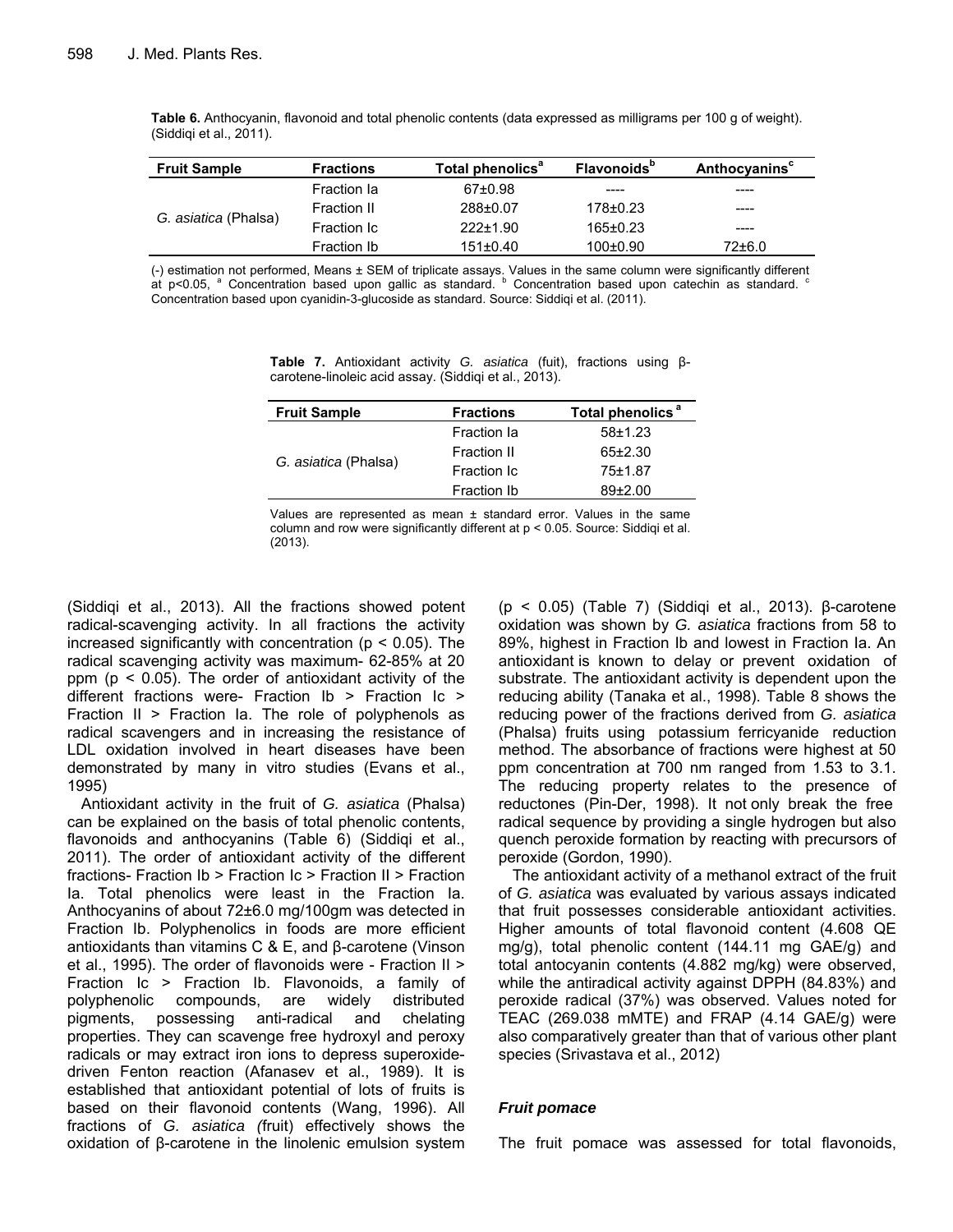**Table 6.** Anthocyanin, flavonoid and total phenolic contents (data expressed as milligrams per 100 g of weight). (Siddiqi et al., 2011).

| Fruit Sample | Fractions | Total phenolics[a] | Flavonoids[b] | Anthocyanins[c] |
|---|---|---|---|---|
| *G. asiatica* (Phalsa) | Fraction Ia | 67±0.98 | ---- | ---- |
| | Fraction II | 288±0.07 | 178±0.23 | ---- |
| | Fraction Ic | 222±1.90 | 165±0.23 | ---- |
| | Fraction Ib | 151±0.40 | 100±0.90 | 72±6.0 |

(-) estimation not performed, Means ± SEM of triplicate assays. Values in the same column were significantly different at p<0.05, [a] Concentration based upon gallic as standard. [b] Concentration based upon catechin as standard. [c] Concentration based upon cyanidin-3-glucoside as standard. Source: Siddiqi et al. (2011).

**Table 7.** Antioxidant activity *G. asiatica* (fuit), fractions using β-carotene-linoleic acid assay. (Siddiqi et al., 2013).

| Fruit Sample | Fractions | Total phenolics [a] |
|---|---|---|
| *G. asiatica* (Phalsa) | Fraction Ia | 58±1.23 |
| | Fraction II | 65±2.30 |
| | Fraction Ic | 75±1.87 |
| | Fraction Ib | 89±2.00 |

Values are represented as mean ± standard error. Values in the same column and row were significantly different at p < 0.05. Source: Siddiqi et al. (2013).

(Siddiqi et al., 2013). All the fractions showed potent radical-scavenging activity. In all fractions the activity increased significantly with concentration ($p < 0.05$). The radical scavenging activity was maximum- 62-85% at 20 ppm ($p < 0.05$). The order of antioxidant activity of the different fractions were- Fraction Ib > Fraction Ic > Fraction II > Fraction Ia. The role of polyphenols as radical scavengers and in increasing the resistance of LDL oxidation involved in heart diseases have been demonstrated by many in vitro studies (Evans et al., 1995)

Antioxidant activity in the fruit of *G. asiatica* (Phalsa) can be explained on the basis of total phenolic contents, flavonoids and anthocyanins (Table 6) (Siddiqi et al., 2011). The order of antioxidant activity of the different fractions- Fraction Ib > Fraction Ic > Fraction II > Fraction Ia. Total phenolics were least in the Fraction Ia. Anthocyanins of about 72±6.0 mg/100gm was detected in Fraction Ib. Polyphenolics in foods are more efficient antioxidants than vitamins C & E, and β-carotene (Vinson et al., 1995). The order of flavonoids were - Fraction II > Fraction Ic > Fraction Ib. Flavonoids, a family of polyphenolic compounds, are widely distributed pigments, possessing anti-radical and chelating properties. They can scavenge free hydroxyl and peroxy radicals or may extract iron ions to depress superoxide-driven Fenton reaction (Afanasev et al., 1989). It is established that antioxidant potential of lots of fruits is based on their flavonoid contents (Wang, 1996). All fractions of *G. asiatica (*fruit) effectively shows the oxidation of β-carotene in the linolenic emulsion system ($p < 0.05$) (Table 7) (Siddiqi et al., 2013). β-carotene oxidation was shown by *G. asiatica* fractions from 58 to 89%, highest in Fraction Ib and lowest in Fraction Ia. An antioxidant is known to delay or prevent oxidation of substrate. The antioxidant activity is dependent upon the reducing ability (Tanaka et al., 1998). Table 8 shows the reducing power of the fractions derived from *G. asiatica* (Phalsa) fruits using potassium ferricyanide reduction method. The absorbance of fractions were highest at 50 ppm concentration at 700 nm ranged from 1.53 to 3.1. The reducing property relates to the presence of reductones (Pin-Der, 1998). It not only break the free radical sequence by providing a single hydrogen but also quench peroxide formation by reacting with precursors of peroxide (Gordon, 1990).

The antioxidant activity of a methanol extract of the fruit of *G. asiatica* was evaluated by various assays indicated that fruit possesses considerable antioxidant activities. Higher amounts of total flavonoid content (4.608 QE mg/g), total phenolic content (144.11 mg GAE/g) and total antocyanin contents (4.882 mg/kg) were observed, while the antiradical activity against DPPH (84.83%) and peroxide radical (37%) was observed. Values noted for TEAC (269.038 mMTE) and FRAP (4.14 GAE/g) were also comparatively greater than that of various other plant species (Srivastava et al., 2012)

### *Fruit pomace*

The fruit pomace was assessed for total flavonoids,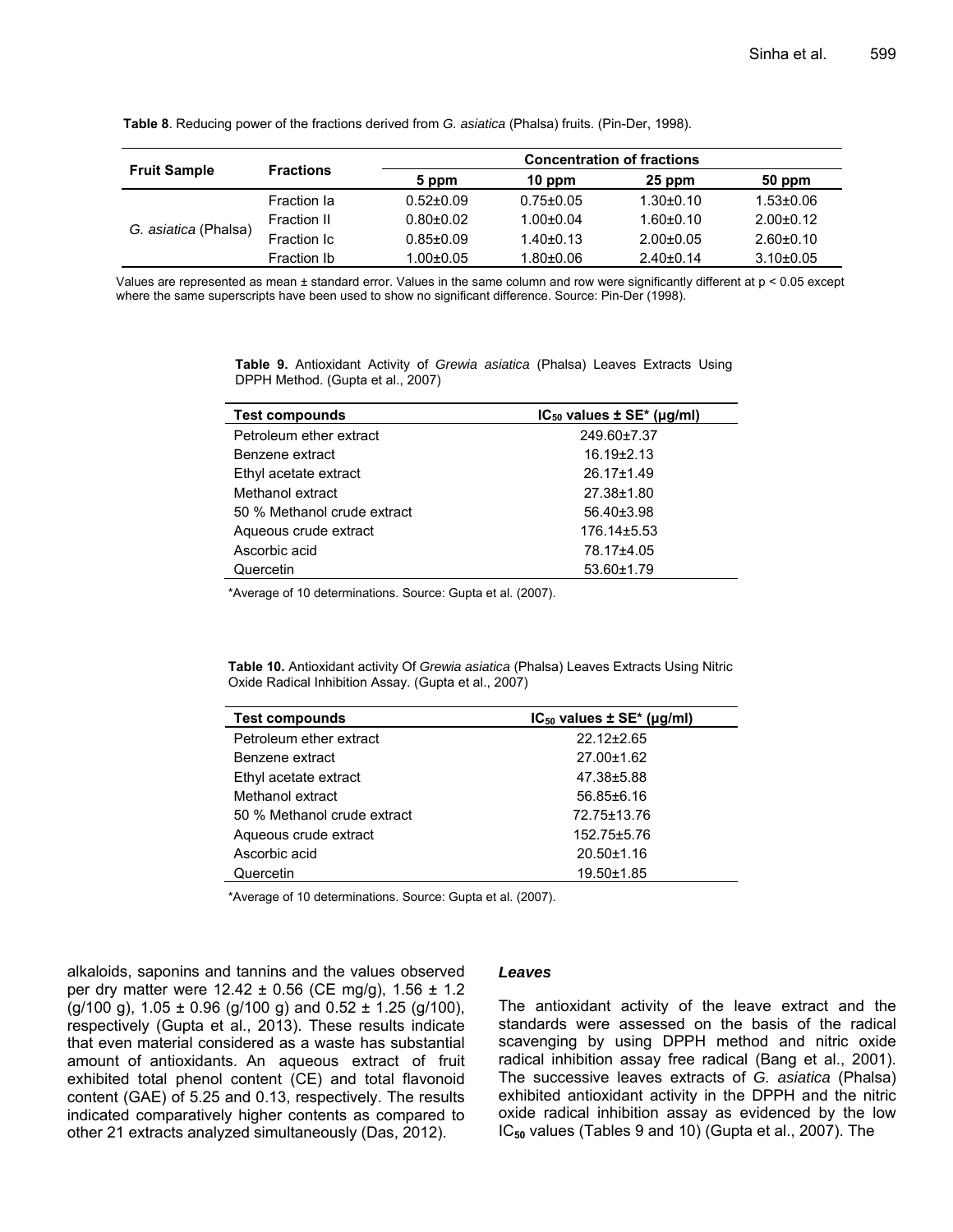**Table 8**. Reducing power of the fractions derived from *G. asiatica* (Phalsa) fruits. (Pin-Der, 1998).

| Fruit Sample | Fractions | Concentration of fractions | | | |
|---|---|---|---|---|---|
| | | 5 ppm | 10 ppm | 25 ppm | 50 ppm |
| *G. asiatica* (Phalsa) | Fraction Ia | 0.52±0.09 | 0.75±0.05 | 1.30±0.10 | 1.53±0.06 |
| | Fraction II | 0.80±0.02 | 1.00±0.04 | 1.60±0.10 | 2.00±0.12 |
| | Fraction Ic | 0.85±0.09 | 1.40±0.13 | 2.00±0.05 | 2.60±0.10 |
| | Fraction Ib | 1.00±0.05 | 1.80±0.06 | 2.40±0.14 | 3.10±0.05 |

Values are represented as mean ± standard error. Values in the same column and row were significantly different at $p < 0.05$ except where the same superscripts have been used to show no significant difference. Source: Pin-Der (1998).

**Table 9.** Antioxidant Activity of *Grewia asiatica* (Phalsa) Leaves Extracts Using DPPH Method. (Gupta et al., 2007)

| Test compounds | $IC_{50}$ values ± SE* (µg/ml) |
|---|---|
| Petroleum ether extract | 249.60±7.37 |
| Benzene extract | 16.19±2.13 |
| Ethyl acetate extract | 26.17±1.49 |
| Methanol extract | 27.38±1.80 |
| 50 % Methanol crude extract | 56.40±3.98 |
| Aqueous crude extract | 176.14±5.53 |
| Ascorbic acid | 78.17±4.05 |
| Quercetin | 53.60±1.79 |

*Average of 10 determinations. Source: Gupta et al. (2007).

**Table 10.** Antioxidant activity Of *Grewia asiatica* (Phalsa) Leaves Extracts Using Nitric Oxide Radical Inhibition Assay. (Gupta et al., 2007)

| Test compounds | $IC_{50}$ values ± SE* (µg/ml) |
|---|---|
| Petroleum ether extract | 22.12±2.65 |
| Benzene extract | 27.00±1.62 |
| Ethyl acetate extract | 47.38±5.88 |
| Methanol extract | 56.85±6.16 |
| 50 % Methanol crude extract | 72.75±13.76 |
| Aqueous crude extract | 152.75±5.76 |
| Ascorbic acid | 20.50±1.16 |
| Quercetin | 19.50±1.85 |

*Average of 10 determinations. Source: Gupta et al. (2007).

alkaloids, saponins and tannins and the values observed per dry matter were 12.42 ± 0.56 (CE mg/g), 1.56 ± 1.2 (g/100 g), 1.05 ± 0.96 (g/100 g) and 0.52 ± 1.25 (g/100), respectively (Gupta et al., 2013). These results indicate that even material considered as a waste has substantial amount of antioxidants. An aqueous extract of fruit exhibited total phenol content (CE) and total flavonoid content (GAE) of 5.25 and 0.13, respectively. The results indicated comparatively higher contents as compared to other 21 extracts analyzed simultaneously (Das, 2012).

### *Leaves*

The antioxidant activity of the leave extract and the standards were assessed on the basis of the radical scavenging by using DPPH method and nitric oxide radical inhibition assay free radical (Bang et al., 2001). The successive leaves extracts of *G. asiatica* (Phalsa) exhibited antioxidant activity in the DPPH and the nitric oxide radical inhibition assay as evidenced by the low $IC_{50}$ values (Tables 9 and 10) (Gupta et al., 2007). The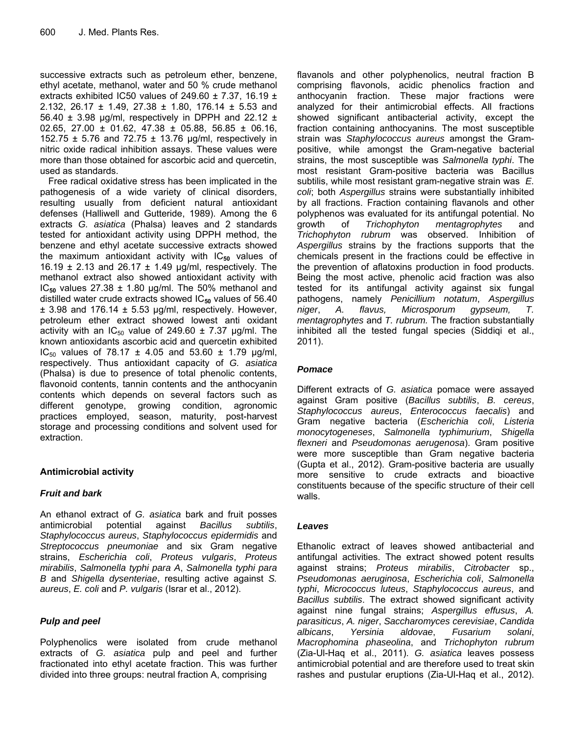successive extracts such as petroleum ether, benzene, ethyl acetate, methanol, water and 50 % crude methanol extracts exhibited IC50 values of 249.60 ± 7.37, 16.19 ± 2.132, 26.17 ± 1.49, 27.38 ± 1.80, 176.14 ± 5.53 and 56.40 ± 3.98 µg/ml, respectively in DPPH and 22.12 ± 02.65, 27.00 ± 01.62, 47.38 ± 05.88, 56.85 ± 06.16, 152.75 ± 5.76 and 72.75 ± 13.76 µg/ml, respectively in nitric oxide radical inhibition assays. These values were more than those obtained for ascorbic acid and quercetin, used as standards.

Free radical oxidative stress has been implicated in the pathogenesis of a wide variety of clinical disorders, resulting usually from deficient natural antioxidant defenses (Halliwell and Gutteride, 1989). Among the 6 extracts *G. asiatica* (Phalsa) leaves and 2 standards tested for antioxidant activity using DPPH method, the benzene and ethyl acetate successive extracts showed the maximum antioxidant activity with $IC_{50}$ values of 16.19 ± 2.13 and 26.17 ± 1.49 µg/ml, respectively. The methanol extract also showed antioxidant activity with $IC_{50}$ values 27.38 ± 1.80 µg/ml. The 50% methanol and distilled water crude extracts showed $IC_{50}$ values of 56.40 ± 3.98 and 176.14 ± 5.53 µg/ml, respectively. However, petroleum ether extract showed lowest anti oxidant activity with an $IC_{50}$ value of 249.60 ± 7.37 µg/ml. The known antioxidants ascorbic acid and quercetin exhibited $IC_{50}$ values of 78.17 ± 4.05 and 53.60 ± 1.79 µg/ml, respectively. Thus antioxidant capacity of *G. asiatica* (Phalsa) is due to presence of total phenolic contents, flavonoid contents, tannin contents and the anthocyanin contents which depends on several factors such as different genotype, growing condition, agronomic practices employed, season, maturity, post-harvest storage and processing conditions and solvent used for extraction.

## Antimicrobial activity

### *Fruit and bark*

An ethanol extract of *G. asiatica* bark and fruit posses antimicrobial potential against *Bacillus subtilis*, *Staphylococcus aureus*, *Staphylococcus epidermidis* and *Streptococcus pneumoniae* and six Gram negative strains, *Escherichia coli*, *Proteus vulgaris*, *Proteus mirabilis*, *Salmonella typhi para A*, *Salmonella typhi para B* and *Shigella dysenteriae*, resulting active against *S. aureus*, *E. coli* and *P. vulgaris* (Israr et al., 2012).

### *Pulp and peel*

Polyphenolics were isolated from crude methanol extracts of *G. asiatica* pulp and peel and further fractionated into ethyl acetate fraction. This was further divided into three groups: neutral fraction A, comprising flavanols and other polyphenolics, neutral fraction B comprising flavonols, acidic phenolics fraction and anthocyanin fraction. These major fractions were analyzed for their antimicrobial effects. All fractions showed significant antibacterial activity, except the fraction containing anthocyanins. The most susceptible strain was *Staphylococcus aureus* amongst the Gram-positive, while amongst the Gram-negative bacterial strains, the most susceptible was *Salmonella typhi*. The most resistant Gram-positive bacteria was Bacillus subtilis, while most resistant gram-negative strain was *E. coli*; both *Aspergillus* strains were substantially inhibited by all fractions. Fraction containing flavanols and other polyphenos was evaluated for its antifungal potential. No growth of *Trichophyton mentagrophytes* and *Trichophyton rubrum* was observed. Inhibition of *Aspergillus* strains by the fractions supports that the chemicals present in the fractions could be effective in the prevention of aflatoxins production in food products. Being the most active, phenolic acid fraction was also tested for its antifungal activity against six fungal pathogens, namely *Penicillium notatum*, *Aspergillus niger*, *A. flavus, Microsporum gypseum, T. mentagrophytes* and *T. rubrum.* The fraction substantially inhibited all the tested fungal species (Siddiqi et al., 2011).

### *Pomace*

Different extracts of *G. asiatica* pomace were assayed against Gram positive (*Bacillus subtilis*, *B. cereus*, *Staphylococcus aureus*, *Enterococcus faecalis*) and Gram negative bacteria (*Escherichia coli*, *Listeria monocytogeneses*, *Salmonella typhimurium*, *Shigella flexneri* and *Pseudomonas aerugenosa*). Gram positive were more susceptible than Gram negative bacteria (Gupta et al., 2012). Gram-positive bacteria are usually more sensitive to crude extracts and bioactive constituents because of the specific structure of their cell walls.

### *Leaves*

Ethanolic extract of leaves showed antibacterial and antifungal activities. The extract showed potent results against strains; *Proteus mirabilis*, *Citrobacter* sp., *Pseudomonas aeruginosa*, *Escherichia coli*, *Salmonella typhi*, *Micrococcus luteus*, *Staphylococcus aureus*, and *Bacillus subtilis*. The extract showed significant activity against nine fungal strains; *Aspergillus effusus*, *A. parasiticus*, *A. niger*, *Saccharomyces cerevisiae*, *Candida albicans*, *Yersinia aldovae*, *Fusarium solani*, *Macrophomina phaseolina*, and *Trichophyton rubrum* (Zia-Ul-Haq et al., 2011). *G. asiatica* leaves possess antimicrobial potential and are therefore used to treat skin rashes and pustular eruptions (Zia-Ul-Haq et al., 2012).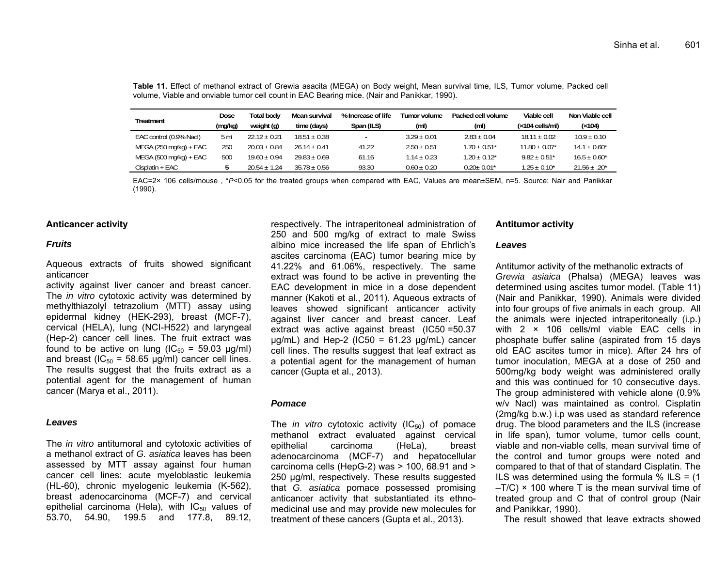**Table 11.** Effect of methanol extract of Grewia asacita (MEGA) on Body weight, Mean survival time, ILS, Tumor volume, Packed cell volume, Viable and onviable tumor cell count in EAC Bearing mice. (Nair and Panikkar, 1990).

| Treatment | Dose (mg/kg) | Total body weight (g) | Mean survival time (days) | % Increase of life Span (ILS) | Tumor volume (ml) | Packed cell volume (ml) | Viable cell (×104 cells/ml) | Non Viable cell (×104) |
|---|---|---|---|---|---|---|---|---|
| EAC control (0.9% Nacl) | 5 ml | 22.12 ± 0.21 | 18.51 ± 0.38 | - | 3.29 ± 0.01 | 2.83 ± 0.04 | 18.11 ± 0.02 | 10.9 ± 0.10 |
| MEGA (250 mg/kg) + EAC | 250 | 20.03 ± 0.84 | 26.14 ± 0.41 | 41.22 | 2.50 ± 0.51 | 1.70 ± 0.51* | 11.80 ± 0.07* | 14.1 ± 0.60* |
| MEGA (500 mg/kg) + EAC | 500 | 19.60 ± 0.94 | 29.83 ± 0.69 | 61.16 | 1.14 ± 0.23 | 1.20 ± 0.12* | 9.82 ± 0.51* | 16.5 ± 0.60* |
| Cisplatin + EAC | **5** | 20.54 ± 1.24 | 35.78 ± 0.56 | 93.30 | 0.60 ± 0.20 | 0.20± 0.01* | 1.25 ± 0.10* | 21.56 ± .20* |

EAC=2× 106 cells/mouse , *$P<0.05$ for the treated groups when compared with EAC, Values are mean±SEM, n=5. Source: Nair and Panikkar (1990).

### Anticancer activity

#### *Fruits*

Aqueous extracts of fruits showed significant anticancer activity against liver cancer and breast cancer. The *in vitro* cytotoxic activity was determined by methylthiazolyl tetrazolium (MTT) assay using epidermal kidney (HEK-293), breast (MCF-7), cervical (HELA), lung (NCI-H522) and laryngeal (Hep-2) cancer cell lines. The fruit extract was found to be active on lung ($IC_{50}$ = 59.03 µg/ml) and breast ($IC_{50}$ = 58.65 µg/ml) cancer cell lines. The results suggest that the fruits extract as a potential agent for the management of human cancer (Marya et al., 2011).

#### *Leaves*

The *in vitro* antitumoral and cytotoxic activities of a methanol extract of *G. asiatica* leaves has been assessed by MTT assay against four human cancer cell lines: acute myeloblastic leukemia (HL-60), chronic myelogenic leukemia (K-562), breast adenocarcinoma (MCF-7) and cervical epithelial carcinoma (Hela), with $IC_{50}$ values of 53.70, 54.90, 199.5 and 177.8, 89.12, respectively. The intraperitoneal administration of 250 and 500 mg/kg of extract to male Swiss albino mice increased the life span of Ehrlich's ascites carcinoma (EAC) tumor bearing mice by 41.22% and 61.06%, respectively. The same extract was found to be active in preventing the EAC development in mice in a dose dependent manner (Kakoti et al., 2011). Aqueous extracts of leaves showed significant anticancer activity against liver cancer and breast cancer. Leaf extract was active against breast (IC50 =50.37 µg/mL) and Hep-2 (IC50 = 61.23 µg/mL) cancer cell lines. The results suggest that leaf extract as a potential agent for the management of human cancer (Gupta et al., 2013).

#### *Pomace*

The *in vitro* cytotoxic activity ($IC_{50}$) of pomace methanol extract evaluated against cervical epithelial carcinoma (HeLa), breast adenocarcinoma (MCF-7) and hepatocellular carcinoma cells (HepG-2) was > 100, 68.91 and > 250 µg/ml, respectively. These results suggested that *G. asiatica* pomace possessed promising anticancer activity that substantiated its ethno-medicinal use and may provide new molecules for treatment of these cancers (Gupta et al., 2013).

### Antitumor activity

#### *Leaves*

Antitumor activity of the methanolic extracts of *Grewia asiaica* (Phalsa) (MEGA) leaves was determined using ascites tumor model. (Table 11) (Nair and Panikkar, 1990). Animals were divided into four groups of five animals in each group. All the animals were injected intraperitoneally (i.p.) with 2 × 106 cells/ml viable EAC cells in phosphate buffer saline (aspirated from 15 days old EAC ascites tumor in mice). After 24 hrs of tumor inoculation, MEGA at a dose of 250 and 500mg/kg body weight was administered orally and this was continued for 10 consecutive days. The group administered with vehicle alone (0.9% w/v Nacl) was maintained as control. Cisplatin (2mg/kg b.w.) i.p was used as standard reference drug. The blood parameters and the ILS (increase in life span), tumor volume, tumor cells count, viable and non-viable cells, mean survival time of the control and tumor groups were noted and compared to that of that of standard Cisplatin. The ILS was determined using the formula % ILS = (1 –T/C) × 100 where T is the mean survival time of treated group and C that of control group (Nair and Panikkar, 1990).

The result showed that leave extracts showed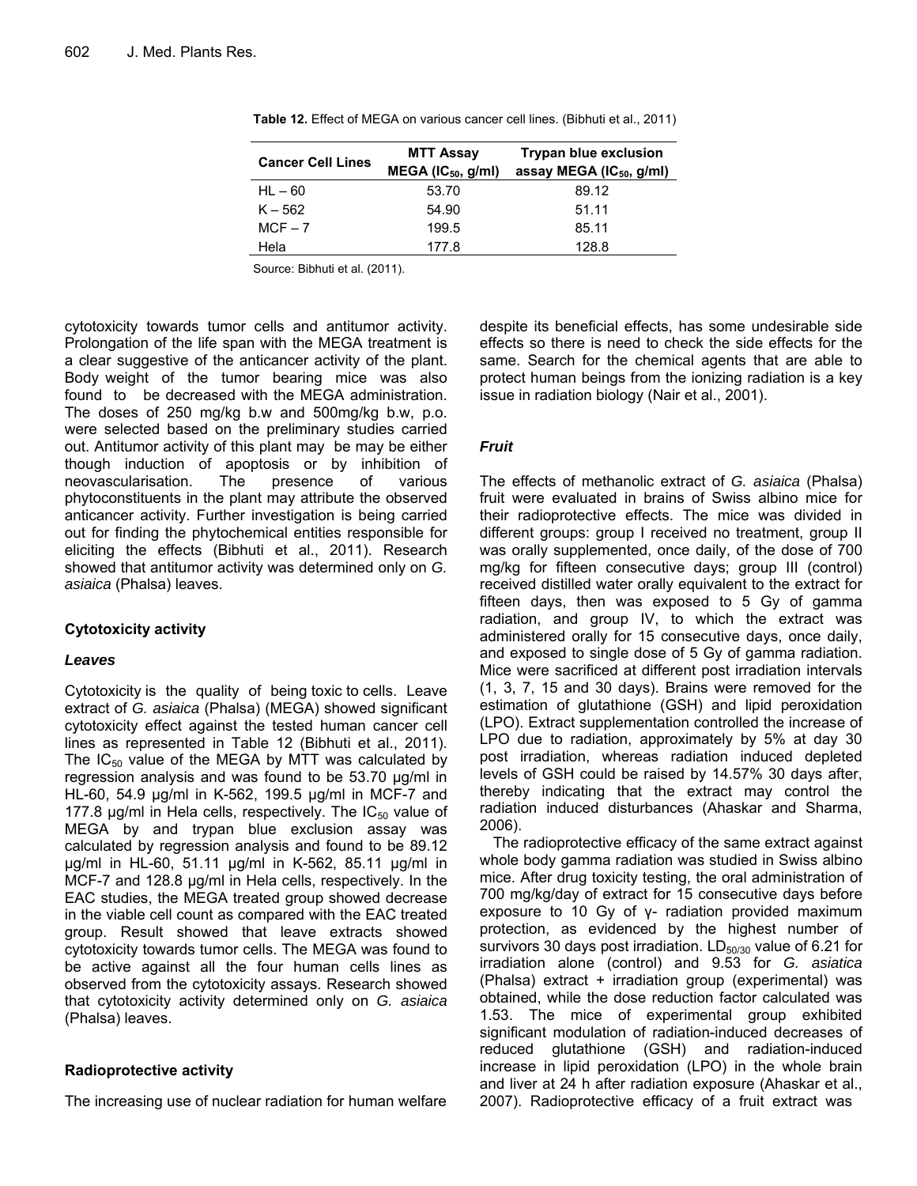**Table 12.** Effect of MEGA on various cancer cell lines. (Bibhuti et al., 2011)

| Cancer Cell Lines | MTT Assay MEGA ($IC_{50}$, g/ml) | Trypan blue exclusion assay MEGA ($IC_{50}$, g/ml) |
|---|---|---|
| HL – 60 | 53.70 | 89.12 |
| K – 562 | 54.90 | 51.11 |
| MCF – 7 | 199.5 | 85.11 |
| Hela | 177.8 | 128.8 |

Source: Bibhuti et al. (2011).

cytotoxicity towards tumor cells and antitumor activity. Prolongation of the life span with the MEGA treatment is a clear suggestive of the anticancer activity of the plant. Body weight of the tumor bearing mice was also found to be decreased with the MEGA administration. The doses of 250 mg/kg b.w and 500mg/kg b.w, p.o. were selected based on the preliminary studies carried out. Antitumor activity of this plant may be may be either though induction of apoptosis or by inhibition of neovascularisation. The presence of various phytoconstituents in the plant may attribute the observed anticancer activity. Further investigation is being carried out for finding the phytochemical entities responsible for eliciting the effects (Bibhuti et al., 2011). Research showed that antitumor activity was determined only on *G. asiaica* (Phalsa) leaves.

### Cytotoxicity activity

#### *Leaves*

Cytotoxicity is the quality of being toxic to cells. Leave extract of *G. asiaica* (Phalsa) (MEGA) showed significant cytotoxicity effect against the tested human cancer cell lines as represented in Table 12 (Bibhuti et al., 2011). The $IC_{50}$ value of the MEGA by MTT was calculated by regression analysis and was found to be 53.70 µg/ml in HL-60, 54.9 µg/ml in K-562, 199.5 µg/ml in MCF-7 and 177.8 µg/ml in Hela cells, respectively. The $IC_{50}$ value of MEGA by and trypan blue exclusion assay was calculated by regression analysis and found to be 89.12 µg/ml in HL-60, 51.11 µg/ml in K-562, 85.11 µg/ml in MCF-7 and 128.8 µg/ml in Hela cells, respectively. In the EAC studies, the MEGA treated group showed decrease in the viable cell count as compared with the EAC treated group. Result showed that leave extracts showed cytotoxicity towards tumor cells. The MEGA was found to be active against all the four human cells lines as observed from the cytotoxicity assays. Research showed that cytotoxicity activity determined only on *G. asiaica* (Phalsa) leaves.

### Radioprotective activity

The increasing use of nuclear radiation for human welfare despite its beneficial effects, has some undesirable side effects so there is need to check the side effects for the same. Search for the chemical agents that are able to protect human beings from the ionizing radiation is a key issue in radiation biology (Nair et al., 2001).

#### *Fruit*

The effects of methanolic extract of *G. asiaica* (Phalsa) fruit were evaluated in brains of Swiss albino mice for their radioprotective effects. The mice was divided in different groups: group I received no treatment, group II was orally supplemented, once daily, of the dose of 700 mg/kg for fifteen consecutive days; group III (control) received distilled water orally equivalent to the extract for fifteen days, then was exposed to 5 Gy of gamma radiation, and group IV, to which the extract was administered orally for 15 consecutive days, once daily, and exposed to single dose of 5 Gy of gamma radiation. Mice were sacrificed at different post irradiation intervals (1, 3, 7, 15 and 30 days). Brains were removed for the estimation of glutathione (GSH) and lipid peroxidation (LPO). Extract supplementation controlled the increase of LPO due to radiation, approximately by 5% at day 30 post irradiation, whereas radiation induced depleted levels of GSH could be raised by 14.57% 30 days after, thereby indicating that the extract may control the radiation induced disturbances (Ahaskar and Sharma, 2006).

The radioprotective efficacy of the same extract against whole body gamma radiation was studied in Swiss albino mice. After drug toxicity testing, the oral administration of 700 mg/kg/day of extract for 15 consecutive days before exposure to 10 Gy of γ- radiation provided maximum protection, as evidenced by the highest number of survivors 30 days post irradiation. $LD_{50/30}$ value of 6.21 for irradiation alone (control) and 9.53 for *G. asiatica* (Phalsa) extract + irradiation group (experimental) was obtained, while the dose reduction factor calculated was 1.53. The mice of experimental group exhibited significant modulation of radiation-induced decreases of reduced glutathione (GSH) and radiation-induced increase in lipid peroxidation (LPO) in the whole brain and liver at 24 h after radiation exposure (Ahaskar et al., 2007). Radioprotective efficacy of a fruit extract was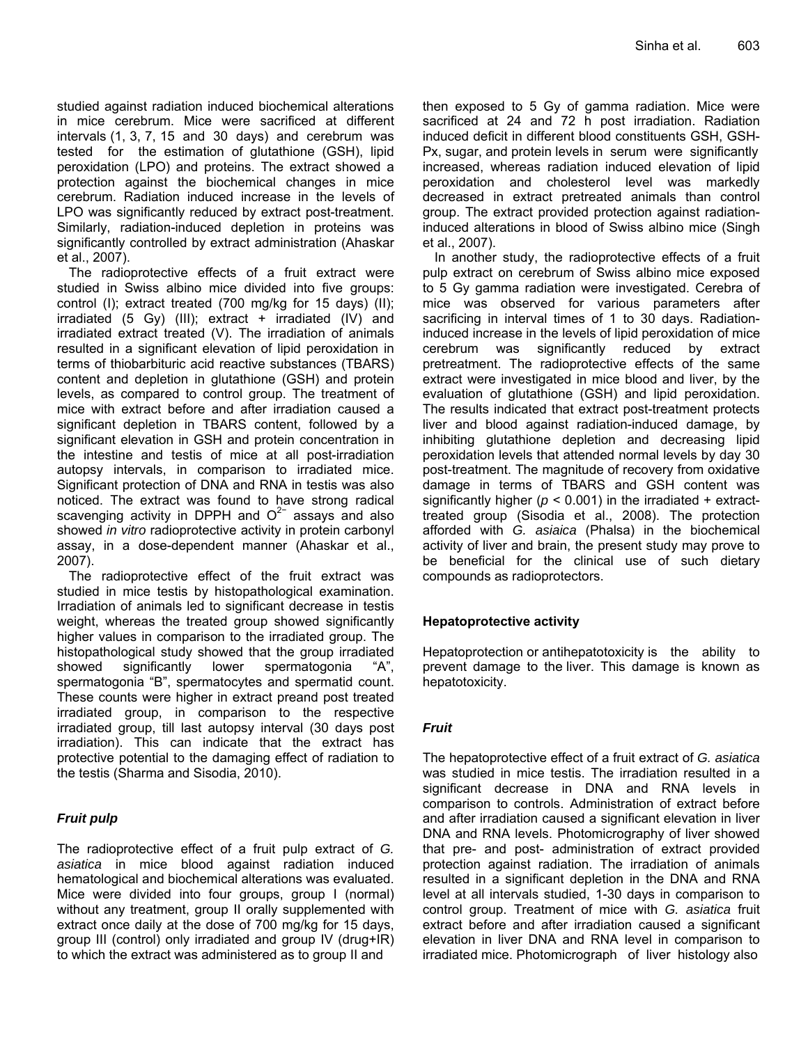studied against radiation induced biochemical alterations in mice cerebrum. Mice were sacrificed at different intervals (1, 3, 7, 15 and 30 days) and cerebrum was tested for the estimation of glutathione (GSH), lipid peroxidation (LPO) and proteins. The extract showed a protection against the biochemical changes in mice cerebrum. Radiation induced increase in the levels of LPO was significantly reduced by extract post-treatment. Similarly, radiation-induced depletion in proteins was significantly controlled by extract administration (Ahaskar et al., 2007).

The radioprotective effects of a fruit extract were studied in Swiss albino mice divided into five groups: control (I); extract treated (700 mg/kg for 15 days) (II); irradiated (5 Gy) (III); extract + irradiated (IV) and irradiated extract treated (V). The irradiation of animals resulted in a significant elevation of lipid peroxidation in terms of thiobarbituric acid reactive substances (TBARS) content and depletion in glutathione (GSH) and protein levels, as compared to control group. The treatment of mice with extract before and after irradiation caused a significant depletion in TBARS content, followed by a significant elevation in GSH and protein concentration in the intestine and testis of mice at all post-irradiation autopsy intervals, in comparison to irradiated mice. Significant protection of DNA and RNA in testis was also noticed. The extract was found to have strong radical scavenging activity in DPPH and $O^{2-}$ assays and also showed *in vitro* radioprotective activity in protein carbonyl assay, in a dose-dependent manner (Ahaskar et al., 2007).

The radioprotective effect of the fruit extract was studied in mice testis by histopathological examination. Irradiation of animals led to significant decrease in testis weight, whereas the treated group showed significantly higher values in comparison to the irradiated group. The histopathological study showed that the group irradiated showed significantly lower spermatogonia "A", spermatogonia "B", spermatocytes and spermatid count. These counts were higher in extract preand post treated irradiated group, in comparison to the respective irradiated group, till last autopsy interval (30 days post irradiation). This can indicate that the extract has protective potential to the damaging effect of radiation to the testis (Sharma and Sisodia, 2010).

### *Fruit pulp*

The radioprotective effect of a fruit pulp extract of *G. asiatica* in mice blood against radiation induced hematological and biochemical alterations was evaluated. Mice were divided into four groups, group I (normal) without any treatment, group II orally supplemented with extract once daily at the dose of 700 mg/kg for 15 days, group III (control) only irradiated and group IV (drug+IR) to which the extract was administered as to group II and then exposed to 5 Gy of gamma radiation. Mice were sacrificed at 24 and 72 h post irradiation. Radiation induced deficit in different blood constituents GSH, GSH-Px, sugar, and protein levels in serum were significantly increased, whereas radiation induced elevation of lipid peroxidation and cholesterol level was markedly decreased in extract pretreated animals than control group. The extract provided protection against radiation-induced alterations in blood of Swiss albino mice (Singh et al., 2007).

In another study, the radioprotective effects of a fruit pulp extract on cerebrum of Swiss albino mice exposed to 5 Gy gamma radiation were investigated. Cerebra of mice was observed for various parameters after sacrificing in interval times of 1 to 30 days. Radiation-induced increase in the levels of lipid peroxidation of mice cerebrum was significantly reduced by extract pretreatment. The radioprotective effects of the same extract were investigated in mice blood and liver, by the evaluation of glutathione (GSH) and lipid peroxidation. The results indicated that extract post-treatment protects liver and blood against radiation-induced damage, by inhibiting glutathione depletion and decreasing lipid peroxidation levels that attended normal levels by day 30 post-treatment. The magnitude of recovery from oxidative damage in terms of TBARS and GSH content was significantly higher ($p < 0.001$) in the irradiated + extract-treated group (Sisodia et al., 2008). The protection afforded with *G. asiaica* (Phalsa) in the biochemical activity of liver and brain, the present study may prove to be beneficial for the clinical use of such dietary compounds as radioprotectors.

## Hepatoprotective activity

Hepatoprotection or antihepatotoxicity is the ability to prevent damage to the liver. This damage is known as hepatotoxicity.

### *Fruit*

The hepatoprotective effect of a fruit extract of *G. asiatica* was studied in mice testis. The irradiation resulted in a significant decrease in DNA and RNA levels in comparison to controls. Administration of extract before and after irradiation caused a significant elevation in liver DNA and RNA levels. Photomicrography of liver showed that pre- and post- administration of extract provided protection against radiation. The irradiation of animals resulted in a significant depletion in the DNA and RNA level at all intervals studied, 1-30 days in comparison to control group. Treatment of mice with *G. asiatica* fruit extract before and after irradiation caused a significant elevation in liver DNA and RNA level in comparison to irradiated mice. Photomicrograph of liver histology also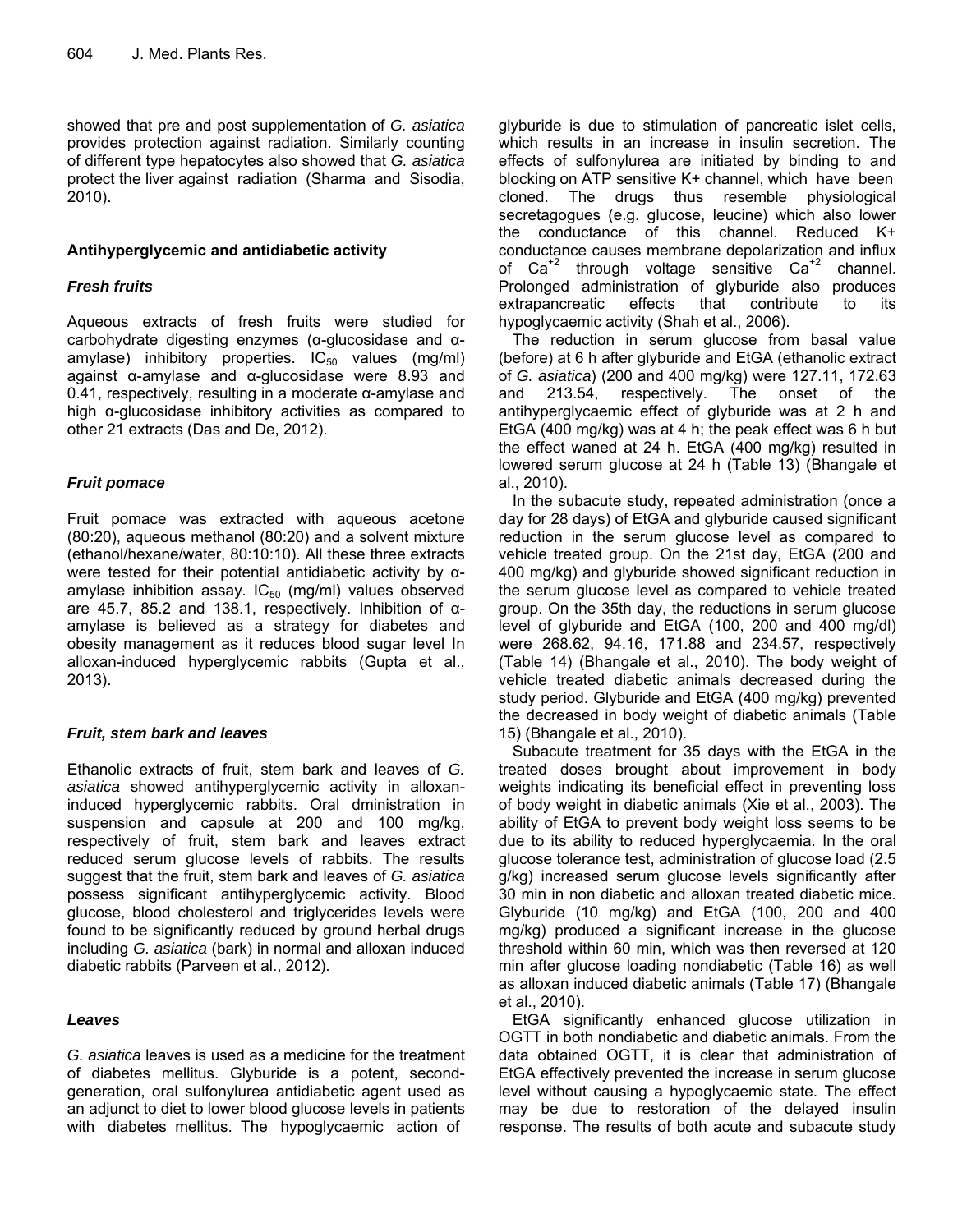showed that pre and post supplementation of *G. asiatica* provides protection against radiation. Similarly counting of different type hepatocytes also showed that *G. asiatica* protect the liver against radiation (Sharma and Sisodia, 2010).

### Antihyperglycemic and antidiabetic activity

#### *Fresh fruits*

Aqueous extracts of fresh fruits were studied for carbohydrate digesting enzymes (α-glucosidase and α-amylase) inhibitory properties. $IC_{50}$ values (mg/ml) against α-amylase and α-glucosidase were 8.93 and 0.41, respectively, resulting in a moderate α-amylase and high α-glucosidase inhibitory activities as compared to other 21 extracts (Das and De, 2012).

#### *Fruit pomace*

Fruit pomace was extracted with aqueous acetone (80:20), aqueous methanol (80:20) and a solvent mixture (ethanol/hexane/water, 80:10:10). All these three extracts were tested for their potential antidiabetic activity by α-amylase inhibition assay. $IC_{50}$ (mg/ml) values observed are 45.7, 85.2 and 138.1, respectively. Inhibition of α-amylase is believed as a strategy for diabetes and obesity management as it reduces blood sugar level In alloxan-induced hyperglycemic rabbits (Gupta et al., 2013).

#### *Fruit, stem bark and leaves*

Ethanolic extracts of fruit, stem bark and leaves of *G. asiatica* showed antihyperglycemic activity in alloxan-induced hyperglycemic rabbits. Oral dministration in suspension and capsule at 200 and 100 mg/kg, respectively of fruit, stem bark and leaves extract reduced serum glucose levels of rabbits. The results suggest that the fruit, stem bark and leaves of *G. asiatica* possess significant antihyperglycemic activity. Blood glucose, blood cholesterol and triglycerides levels were found to be significantly reduced by ground herbal drugs including *G. asiatica* (bark) in normal and alloxan induced diabetic rabbits (Parveen et al., 2012).

#### *Leaves*

*G. asiatica* leaves is used as a medicine for the treatment of diabetes mellitus. Glyburide is a potent, second-generation, oral sulfonylurea antidiabetic agent used as an adjunct to diet to lower blood glucose levels in patients with diabetes mellitus. The hypoglycaemic action of glyburide is due to stimulation of pancreatic islet cells, which results in an increase in insulin secretion. The effects of sulfonylurea are initiated by binding to and blocking on ATP sensitive K+ channel, which have been cloned. The drugs thus resemble physiological secretagogues (e.g. glucose, leucine) which also lower the conductance of this channel. Reduced K+ conductance causes membrane depolarization and influx of $Ca^{+2}$ through voltage sensitive $Ca^{+2}$ channel. Prolonged administration of glyburide also produces extrapancreatic effects that contribute to its hypoglycaemic activity (Shah et al., 2006).

The reduction in serum glucose from basal value (before) at 6 h after glyburide and EtGA (ethanolic extract of *G. asiatica*) (200 and 400 mg/kg) were 127.11, 172.63 and 213.54, respectively. The onset of the antihyperglycaemic effect of glyburide was at 2 h and EtGA (400 mg/kg) was at 4 h; the peak effect was 6 h but the effect waned at 24 h. EtGA (400 mg/kg) resulted in lowered serum glucose at 24 h (Table 13) (Bhangale et al., 2010).

In the subacute study, repeated administration (once a day for 28 days) of EtGA and glyburide caused significant reduction in the serum glucose level as compared to vehicle treated group. On the 21st day, EtGA (200 and 400 mg/kg) and glyburide showed significant reduction in the serum glucose level as compared to vehicle treated group. On the 35th day, the reductions in serum glucose level of glyburide and EtGA (100, 200 and 400 mg/dl) were 268.62, 94.16, 171.88 and 234.57, respectively (Table 14) (Bhangale et al., 2010). The body weight of vehicle treated diabetic animals decreased during the study period. Glyburide and EtGA (400 mg/kg) prevented the decreased in body weight of diabetic animals (Table 15) (Bhangale et al., 2010).

Subacute treatment for 35 days with the EtGA in the treated doses brought about improvement in body weights indicating its beneficial effect in preventing loss of body weight in diabetic animals (Xie et al., 2003). The ability of EtGA to prevent body weight loss seems to be due to its ability to reduced hyperglycaemia. In the oral glucose tolerance test, administration of glucose load (2.5 g/kg) increased serum glucose levels significantly after 30 min in non diabetic and alloxan treated diabetic mice. Glyburide (10 mg/kg) and EtGA (100, 200 and 400 mg/kg) produced a significant increase in the glucose threshold within 60 min, which was then reversed at 120 min after glucose loading nondiabetic (Table 16) as well as alloxan induced diabetic animals (Table 17) (Bhangale et al., 2010).

EtGA significantly enhanced glucose utilization in OGTT in both nondiabetic and diabetic animals. From the data obtained OGTT, it is clear that administration of EtGA effectively prevented the increase in serum glucose level without causing a hypoglycaemic state. The effect may be due to restoration of the delayed insulin response. The results of both acute and subacute study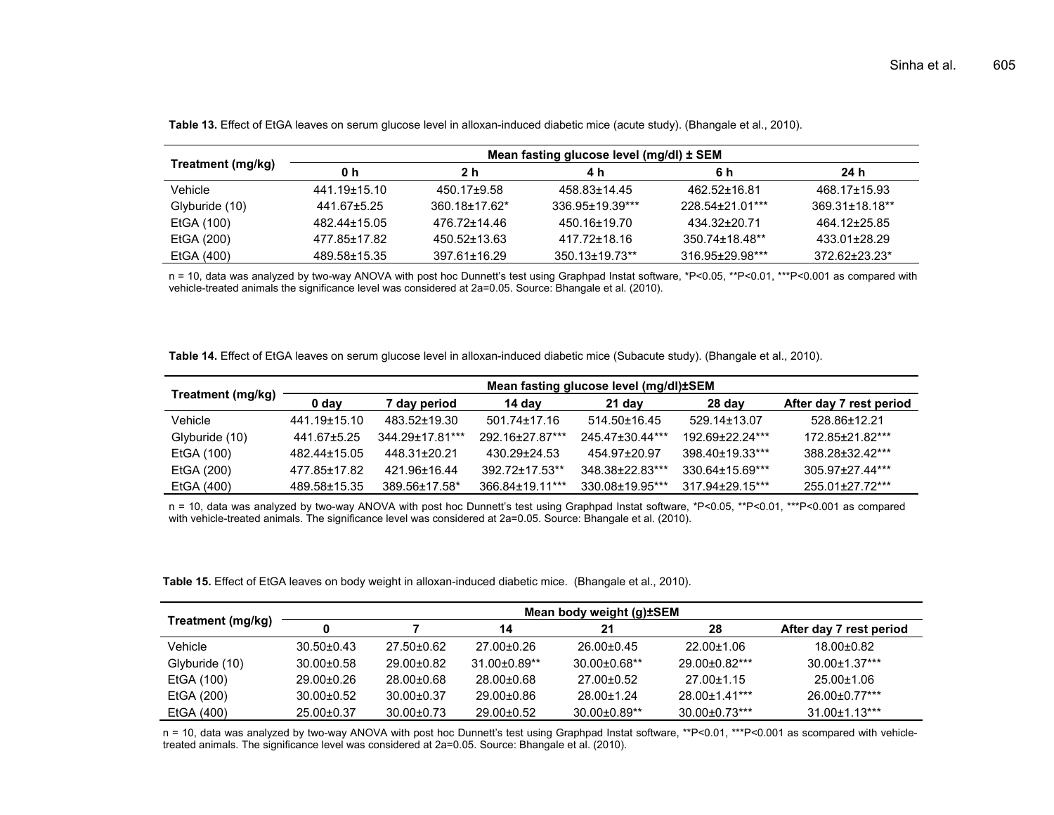**Table 13.** Effect of EtGA leaves on serum glucose level in alloxan-induced diabetic mice (acute study). (Bhangale et al., 2010).

| Treatment (mg/kg) | Mean fasting glucose level (mg/dl) ± SEM | | | | |
|---|---|---|---|---|---|
| | 0 h | 2 h | 4 h | 6 h | 24 h |
| Vehicle | 441.19±15.10 | 450.17±9.58 | 458.83±14.45 | 462.52±16.81 | 468.17±15.93 |
| Glyburide (10) | 441.67±5.25 | 360.18±17.62* | 336.95±19.39*** | 228.54±21.01*** | 369.31±18.18** |
| EtGA (100) | 482.44±15.05 | 476.72±14.46 | 450.16±19.70 | 434.32±20.71 | 464.12±25.85 |
| EtGA (200) | 477.85±17.82 | 450.52±13.63 | 417.72±18.16 | 350.74±18.48** | 433.01±28.29 |
| EtGA (400) | 489.58±15.35 | 397.61±16.29 | 350.13±19.73** | 316.95±29.98*** | 372.62±23.23* |

n = 10, data was analyzed by two-way ANOVA with post hoc Dunnett's test using Graphpad Instat software, *P<0.05, **P<0.01, ***P<0.001 as compared with vehicle-treated animals the significance level was considered at 2a=0.05. Source: Bhangale et al. (2010).

**Table 14.** Effect of EtGA leaves on serum glucose level in alloxan-induced diabetic mice (Subacute study). (Bhangale et al., 2010).

| Treatment (mg/kg) | Mean fasting glucose level (mg/dl)±SEM | | | | | |
|---|---|---|---|---|---|---|
| | 0 day | 7 day period | 14 day | 21 day | 28 day | After day 7 rest period |
| Vehicle | 441.19±15.10 | 483.52±19.30 | 501.74±17.16 | 514.50±16.45 | 529.14±13.07 | 528.86±12.21 |
| Glyburide (10) | 441.67±5.25 | 344.29±17.81*** | 292.16±27.87*** | 245.47±30.44*** | 192.69±22.24*** | 172.85±21.82*** |
| EtGA (100) | 482.44±15.05 | 448.31±20.21 | 430.29±24.53 | 454.97±20.97 | 398.40±19.33*** | 388.28±32.42*** |
| EtGA (200) | 477.85±17.82 | 421.96±16.44 | 392.72±17.53** | 348.38±22.83*** | 330.64±15.69*** | 305.97±27.44*** |
| EtGA (400) | 489.58±15.35 | 389.56±17.58* | 366.84±19.11*** | 330.08±19.95*** | 317.94±29.15*** | 255.01±27.72*** |

n = 10, data was analyzed by two-way ANOVA with post hoc Dunnett's test using Graphpad Instat software, *P<0.05, **P<0.01, ***P<0.001 as compared with vehicle-treated animals. The significance level was considered at 2a=0.05. Source: Bhangale et al. (2010).

**Table 15.** Effect of EtGA leaves on body weight in alloxan-induced diabetic mice. (Bhangale et al., 2010).

| Treatment (mg/kg) | Mean body weight (g)±SEM | | | | | |
|---|---|---|---|---|---|---|
| | 0 | 7 | 14 | 21 | 28 | After day 7 rest period |
| Vehicle | 30.50±0.43 | 27.50±0.62 | 27.00±0.26 | 26.00±0.45 | 22.00±1.06 | 18.00±0.82 |
| Glyburide (10) | 30.00±0.58 | 29.00±0.82 | 31.00±0.89** | 30.00±0.68** | 29.00±0.82*** | 30.00±1.37*** |
| EtGA (100) | 29.00±0.26 | 28.00±0.68 | 28.00±0.68 | 27.00±0.52 | 27.00±1.15 | 25.00±1.06 |
| EtGA (200) | 30.00±0.52 | 30.00±0.37 | 29.00±0.86 | 28.00±1.24 | 28.00±1.41*** | 26.00±0.77*** |
| EtGA (400) | 25.00±0.37 | 30.00±0.73 | 29.00±0.52 | 30.00±0.89** | 30.00±0.73*** | 31.00±1.13*** |

n = 10, data was analyzed by two-way ANOVA with post hoc Dunnett's test using Graphpad Instat software, **P<0.01, ***P<0.001 as scompared with vehicle-treated animals. The significance level was considered at 2a=0.05. Source: Bhangale et al. (2010).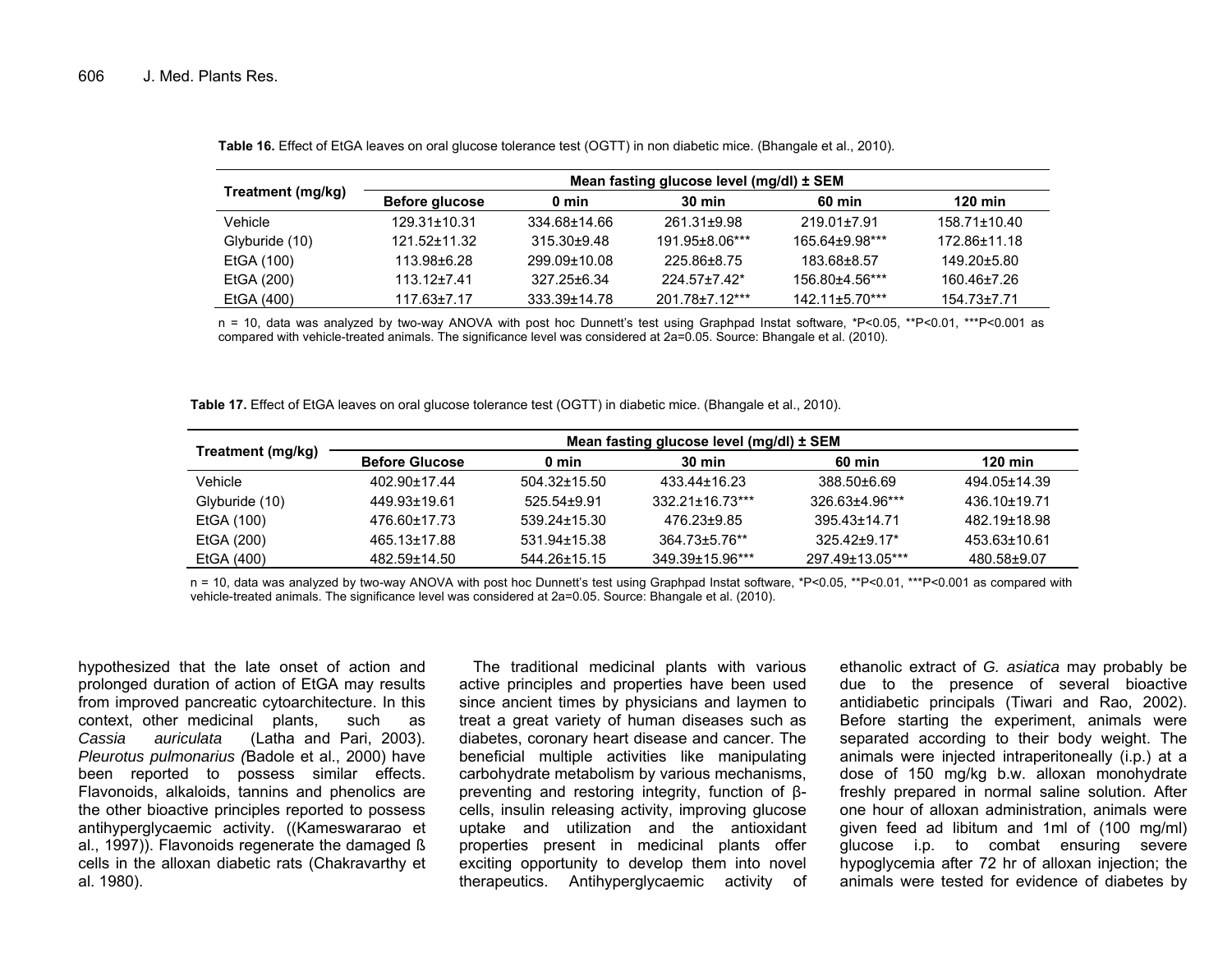**Table 16.** Effect of EtGA leaves on oral glucose tolerance test (OGTT) in non diabetic mice. (Bhangale et al., 2010).

| Treatment (mg/kg) | Mean fasting glucose level (mg/dl) ± SEM | | | | |
|---|---|---|---|---|---|
| | Before glucose | 0 min | 30 min | 60 min | 120 min |
| Vehicle | 129.31±10.31 | 334.68±14.66 | 261.31±9.98 | 219.01±7.91 | 158.71±10.40 |
| Glyburide (10) | 121.52±11.32 | 315.30±9.48 | 191.95±8.06*** | 165.64±9.98*** | 172.86±11.18 |
| EtGA (100) | 113.98±6.28 | 299.09±10.08 | 225.86±8.75 | 183.68±8.57 | 149.20±5.80 |
| EtGA (200) | 113.12±7.41 | 327.25±6.34 | 224.57±7.42* | 156.80±4.56*** | 160.46±7.26 |
| EtGA (400) | 117.63±7.17 | 333.39±14.78 | 201.78±7.12*** | 142.11±5.70*** | 154.73±7.71 |

n = 10, data was analyzed by two-way ANOVA with post hoc Dunnett's test using Graphpad Instat software, *P<0.05, **P<0.01, ***P<0.001 as compared with vehicle-treated animals. The significance level was considered at 2a=0.05. Source: Bhangale et al. (2010).

**Table 17.** Effect of EtGA leaves on oral glucose tolerance test (OGTT) in diabetic mice. (Bhangale et al., 2010).

| Treatment (mg/kg) | Mean fasting glucose level (mg/dl) ± SEM | | | | |
|---|---|---|---|---|---|
| | Before Glucose | 0 min | 30 min | 60 min | 120 min |
| Vehicle | 402.90±17.44 | 504.32±15.50 | 433.44±16.23 | 388.50±6.69 | 494.05±14.39 |
| Glyburide (10) | 449.93±19.61 | 525.54±9.91 | 332.21±16.73*** | 326.63±4.96*** | 436.10±19.71 |
| EtGA (100) | 476.60±17.73 | 539.24±15.30 | 476.23±9.85 | 395.43±14.71 | 482.19±18.98 |
| EtGA (200) | 465.13±17.88 | 531.94±15.38 | 364.73±5.76** | 325.42±9.17* | 453.63±10.61 |
| EtGA (400) | 482.59±14.50 | 544.26±15.15 | 349.39±15.96*** | 297.49±13.05*** | 480.58±9.07 |

n = 10, data was analyzed by two-way ANOVA with post hoc Dunnett's test using Graphpad Instat software, *P<0.05, **P<0.01, ***P<0.001 as compared with vehicle-treated animals. The significance level was considered at 2a=0.05. Source: Bhangale et al. (2010).

hypothesized that the late onset of action and prolonged duration of action of EtGA may results from improved pancreatic cytoarchitecture. In this context, other medicinal plants, such as *Cassia auriculata* (Latha and Pari, 2003). *Pleurotus pulmonarius (*Badole et al., 2000) have been reported to possess similar effects. Flavonoids, alkaloids, tannins and phenolics are the other bioactive principles reported to possess antihyperglycaemic activity. ((Kameswararao et al., 1997)). Flavonoids regenerate the damaged ß cells in the alloxan diabetic rats (Chakravarthy et al. 1980).

The traditional medicinal plants with various active principles and properties have been used since ancient times by physicians and laymen to treat a great variety of human diseases such as diabetes, coronary heart disease and cancer. The beneficial multiple activities like manipulating carbohydrate metabolism by various mechanisms, preventing and restoring integrity, function of β-cells, insulin releasing activity, improving glucose uptake and utilization and the antioxidant properties present in medicinal plants offer exciting opportunity to develop them into novel therapeutics. Antihyperglycaemic activity of ethanolic extract of *G. asiatica* may probably be due to the presence of several bioactive antidiabetic principals (Tiwari and Rao, 2002). Before starting the experiment, animals were separated according to their body weight. The animals were injected intraperitoneally (i.p.) at a dose of 150 mg/kg b.w. alloxan monohydrate freshly prepared in normal saline solution. After one hour of alloxan administration, animals were given feed ad libitum and 1ml of (100 mg/ml) glucose i.p. to combat ensuring severe hypoglycemia after 72 hr of alloxan injection; the animals were tested for evidence of diabetes by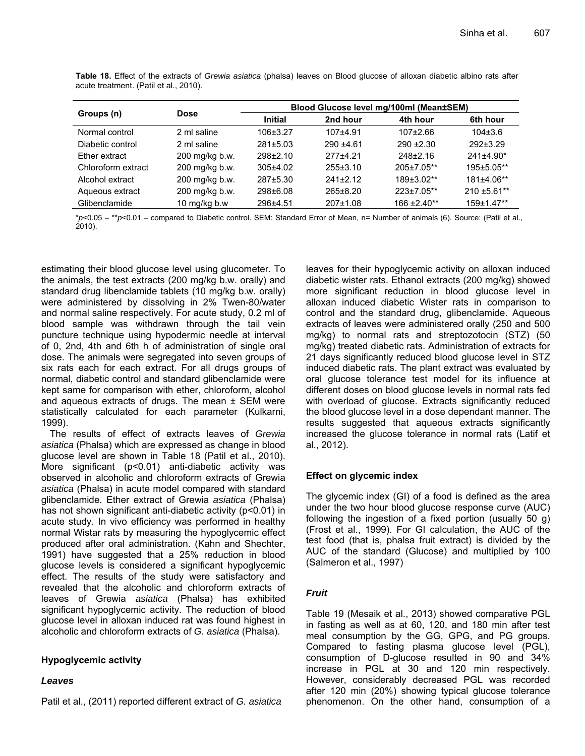**Table 18.** Effect of the extracts of *Grewia asiatica* (phalsa) leaves on Blood glucose of alloxan diabetic albino rats after acute treatment. (Patil et al., 2010).

| Groups (n) | Dose | Blood Glucose level mg/100ml (Mean±SEM) | | | |
|---|---|---|---|---|---|
| | | Initial | 2nd hour | 4th hour | 6th hour |
| Normal control | 2 ml saline | 106±3.27 | 107±4.91 | 107±2.66 | 104±3.6 |
| Diabetic control | 2 ml saline | 281±5.03 | 290 ±4.61 | 290 ±2.30 | 292±3.29 |
| Ether extract | 200 mg/kg b.w. | 298±2.10 | 277±4.21 | 248±2.16 | 241±4.90* |
| Chloroform extract | 200 mg/kg b.w. | 305±4.02 | 255±3.10 | 205±7.05** | 195±5.05** |
| Alcohol extract | 200 mg/kg b.w. | 287±5.30 | 241±2.12 | 189±3.02** | 181±4.06** |
| Aqueous extract | 200 mg/kg b.w. | 298±6.08 | 265±8.20 | 223±7.05** | 210 ±5.61** |
| Glibenclamide | 10 mg/kg b.w | 296±4.51 | 207±1.08 | 166 ±2.40** | 159±1.47** |

*$p<0.05$ – **$p<0.01$ – compared to Diabetic control. SEM: Standard Error of Mean, n= Number of animals (6). Source: (Patil et al., 2010).

estimating their blood glucose level using glucometer. To the animals, the test extracts (200 mg/kg b.w. orally) and standard drug libenclamide tablets (10 mg/kg b.w. orally) were administered by dissolving in 2% Tween-80/water and normal saline respectively. For acute study, 0.2 ml of blood sample was withdrawn through the tail vein puncture technique using hypodermic needle at interval of 0, 2nd, 4th and 6th h of administration of single oral dose. The animals were segregated into seven groups of six rats each for each extract. For all drugs groups of normal, diabetic control and standard glibenclamide were kept same for comparison with ether, chloroform, alcohol and aqueous extracts of drugs. The mean ± SEM were statistically calculated for each parameter (Kulkarni, 1999).

The results of effect of extracts leaves of *Grewia asiatica* (Phalsa) which are expressed as change in blood glucose level are shown in Table 18 (Patil et al., 2010). More significant ($p<0.01$) anti-diabetic activity was observed in alcoholic and chloroform extracts of Grewia *asiatica* (Phalsa) in acute model compared with standard glibenclamide. Ether extract of Grewia *asiatica* (Phalsa) has not shown significant anti-diabetic activity ($p<0.01$) in acute study. In vivo efficiency was performed in healthy normal Wistar rats by measuring the hypoglycemic effect produced after oral administration. (Kahn and Shechter, 1991) have suggested that a 25% reduction in blood glucose levels is considered a significant hypoglycemic effect. The results of the study were satisfactory and revealed that the alcoholic and chloroform extracts of leaves of Grewia *asiatica* (Phalsa) has exhibited significant hypoglycemic activity. The reduction of blood glucose level in alloxan induced rat was found highest in alcoholic and chloroform extracts of *G. asiatica* (Phalsa).

### Hypoglycemic activity

#### *Leaves*

Patil et al., (2011) reported different extract of *G. asiatica* leaves for their hypoglycemic activity on alloxan induced diabetic wister rats. Ethanol extracts (200 mg/kg) showed more significant reduction in blood glucose level in alloxan induced diabetic Wister rats in comparison to control and the standard drug, glibenclamide. Aqueous extracts of leaves were administered orally (250 and 500 mg/kg) to normal rats and streptozotocin (STZ) (50 mg/kg) treated diabetic rats. Administration of extracts for 21 days significantly reduced blood glucose level in STZ induced diabetic rats. The plant extract was evaluated by oral glucose tolerance test model for its influence at different doses on blood glucose levels in normal rats fed with overload of glucose. Extracts significantly reduced the blood glucose level in a dose dependant manner. The results suggested that aqueous extracts significantly increased the glucose tolerance in normal rats (Latif et al., 2012).

### Effect on glycemic index

The glycemic index (GI) of a food is defined as the area under the two hour blood glucose response curve (AUC) following the ingestion of a fixed portion (usually 50 g) (Frost et al., 1999). For GI calculation, the AUC of the test food (that is, phalsa fruit extract) is divided by the AUC of the standard (Glucose) and multiplied by 100 (Salmeron et al., 1997)

#### *Fruit*

Table 19 (Mesaik et al., 2013) showed comparative PGL in fasting as well as at 60, 120, and 180 min after test meal consumption by the GG, GPG, and PG groups. Compared to fasting plasma glucose level (PGL), consumption of D-glucose resulted in 90 and 34% increase in PGL at 30 and 120 min respectively. However, considerably decreased PGL was recorded after 120 min (20%) showing typical glucose tolerance phenomenon. On the other hand, consumption of a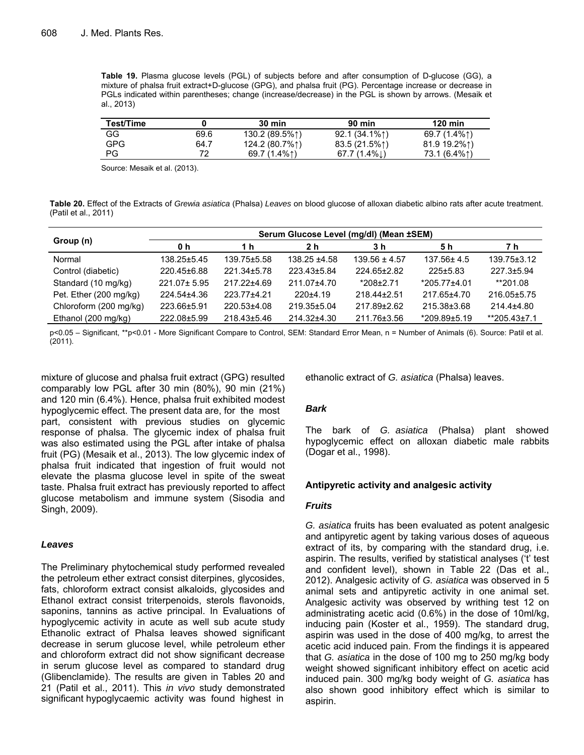**Table 19.** Plasma glucose levels (PGL) of subjects before and after consumption of D-glucose (GG), a mixture of phalsa fruit extract+D-glucose (GPG), and phalsa fruit (PG). Percentage increase or decrease in PGLs indicated within parentheses; change (increase/decrease) in the PGL is shown by arrows. (Mesaik et al., 2013)

| Test/Time | 0 | 30 min | 90 min | 120 min |
|---|---|---|---|---|
| GG | 69.6 | 130.2 (89.5%↑) | 92.1 (34.1%↑) | 69.7 (1.4%↑) |
| GPG | 64.7 | 124.2 (80.7%↑) | 83.5 (21.5%↑) | 81.9 19.2%↑) |
| PG | 72 | 69.7 (1.4%↑) | 67.7 (1.4%↓) | 73.1 (6.4%↑) |

Source: Mesaik et al. (2013).

**Table 20.** Effect of the Extracts of *Grewia asiatica* (Phalsa) *Leaves* on blood glucose of alloxan diabetic albino rats after acute treatment. (Patil et al., 2011)

| Group (n) | Serum Glucose Level (mg/dl) (Mean ±SEM) | | | | | |
|---|---|---|---|---|---|---|
| | 0 h | 1 h | 2 h | 3 h | 5 h | 7 h |
| Normal | 138.25±5.45 | 139.75±5.58 | 138.25 ±4.58 | 139.56 ± 4.57 | 137.56± 4.5 | 139.75±3.12 |
| Control (diabetic) | 220.45±6.88 | 221.34±5.78 | 223.43±5.84 | 224.65±2.82 | 225±5.83 | 227.3±5.94 |
| Standard (10 mg/kg) | 221.07± 5.95 | 217.22±4.69 | 211.07±4.70 | *208±2.71 | *205.77±4.01 | **201.08 |
| Pet. Ether (200 mg/kg) | 224.54±4.36 | 223.77±4.21 | 220±4.19 | 218.44±2.51 | 217.65±4.70 | 216.05±5.75 |
| Chloroform (200 mg/kg) | 223.66±5.91 | 220.53±4.08 | 219.35±5.04 | 217.89±2.62 | 215.38±3.68 | 214.4±4.80 |
| Ethanol (200 mg/kg) | 222.08±5.99 | 218.43±5.46 | 214.32±4.30 | 211.76±3.56 | *209.89±5.19 | **205.43±7.1 |

$p<0.05$ – Significant, **$p<0.01$ - More Significant Compare to Control, SEM: Standard Error Mean, n = Number of Animals (6). Source: Patil et al. (2011).

mixture of glucose and phalsa fruit extract (GPG) resulted comparably low PGL after 30 min (80%), 90 min (21%) and 120 min (6.4%). Hence, phalsa fruit exhibited modest hypoglycemic effect. The present data are, for the most part, consistent with previous studies on glycemic response of phalsa. The glycemic index of phalsa fruit was also estimated using the PGL after intake of phalsa fruit (PG) (Mesaik et al., 2013). The low glycemic index of phalsa fruit indicated that ingestion of fruit would not elevate the plasma glucose level in spite of the sweat taste. Phalsa fruit extract has previously reported to affect glucose metabolism and immune system (Sisodia and Singh, 2009).

### *Leaves*

The Preliminary phytochemical study performed revealed the petroleum ether extract consist diterpines, glycosides, fats, chloroform extract consist alkaloids, glycosides and Ethanol extract consist triterpenoids, sterols flavonoids, saponins, tannins as active principal. In Evaluations of hypoglycemic activity in acute as well sub acute study Ethanolic extract of Phalsa leaves showed significant decrease in serum glucose level, while petroleum ether and chloroform extract did not show significant decrease in serum glucose level as compared to standard drug (Glibenclamide). The results are given in Tables 20 and 21 (Patil et al., 2011). This *in vivo* study demonstrated significant hypoglycaemic activity was found highest in ethanolic extract of *G. asiatica* (Phalsa) leaves.

### *Bark*

The bark of *G. asiatica* (Phalsa) plant showed hypoglycemic effect on alloxan diabetic male rabbits (Dogar et al., 1998).

## **Antipyretic activity and analgesic activity**

### *Fruits*

*G. asiatica* fruits has been evaluated as potent analgesic and antipyretic agent by taking various doses of aqueous extract of its, by comparing with the standard drug, i.e. aspirin. The results, verified by statistical analyses ('t' test and confident level), shown in Table 22 (Das et al., 2012). Analgesic activity of *G. asiatica* was observed in 5 animal sets and antipyretic activity in one animal set. Analgesic activity was observed by writhing test 12 on administrating acetic acid (0.6%) in the dose of 10ml/kg, inducing pain (Koster et al., 1959). The standard drug, aspirin was used in the dose of 400 mg/kg, to arrest the acetic acid induced pain. From the findings it is appeared that *G. asiatica* in the dose of 100 mg to 250 mg/kg body weight showed significant inhibitory effect on acetic acid induced pain. 300 mg/kg body weight of *G. asiatica* has also shown good inhibitory effect which is similar to aspirin.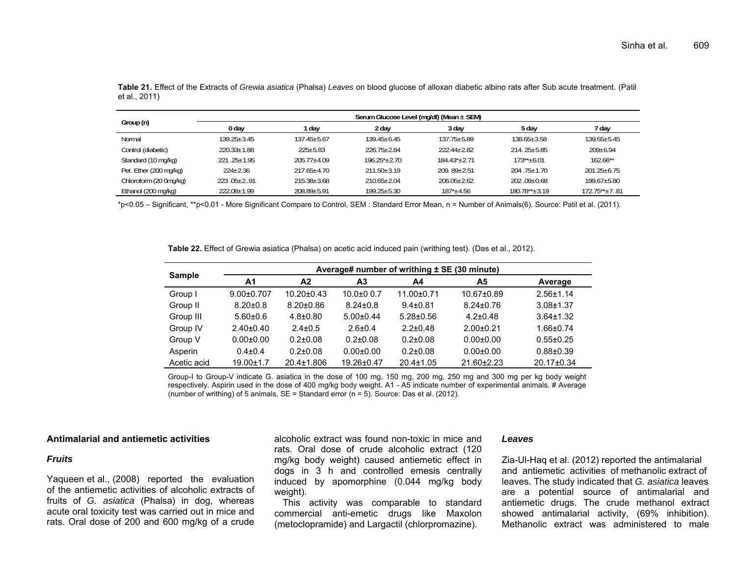**Table 21.** Effect of the Extracts of *Grewia asiatica* (Phalsa) *Leaves* on blood glucose of alloxan diabetic albino rats after Sub acute treatment. (Patil et al., 2011)

| Group (n) | Serum Glucose Level (mg/dl) (Mean ± SEM) | | | | | |
|---|---|---|---|---|---|---|
| | 0 day | 1 day | 2 day | 3 day | 5 day | 7 day |
| Normal | 139.25±3.45 | 137.45±5.67 | 139.45±6.45 | 137.75±5.89 | 138.65±3.58 | 139.55±5.45 |
| Control (diabetic) | 220.33±1.88 | 225±5.83 | 226.75±2.84 | 222.44±2.82 | 214. 25±5.85 | 209±6.94 |
| Standard (10 mg/kg) | 221 .25±1.95 | 205.77±4.09 | 196.25*±2.70 | 184.43*±2.71 | 173**±6.01 | 162.66** |
| Pet. Ether (200 mg/kg) | 224±2.36 | 217.65±4.70 | 211.50±3.19 | 209. 89±2.51 | 204 .75±1.70 | 201.25±6.75 |
| Chloroform (20 0mg/kg) | 223 .05±2..91 | 215.38±3.68 | 210.65±2.04 | 206.05±2.62 | 202 .09±0.68 | 199.67±5.80 |
| Ethanol (200 mg/kg) | 222.08±1.99 | 208.89±5.91 | 199.25±5.30 | 187*±4.56 | 180.78**±3.19 | 172.75**±7..81 |

*p<0.05 – Significant, **p<0.01 - More Significant Compare to Control, SEM : Standard Error Mean, n = Number of Animals(6). Source: Patil et al. (2011).

**Table 22.** Effect of Grewia asiatica (Phalsa) on acetic acid induced pain (writhing test). (Das et al., 2012).

| Sample | Average# number of writhing ± SE (30 minute) | | | | | |
|---|---|---|---|---|---|---|
| | A1 | A2 | A3 | A4 | A5 | Average |
| Group I | 9.00±0.707 | 10.20±0.43 | 10.0±0 0.7 | 11.00±0.71 | 10.67±0.89 | 2.56±1.14 |
| Group II | 8.20±0.8 | 8.20±0.86 | 8.24±0.8 | 9.4±0.81 | 8.24±0.76 | 3.08±1.37 |
| Group III | 5.60±0.6 | 4.8±0.80 | 5.00±0.44 | 5.28±0.56 | 4.2±0.48 | 3.64±1.32 |
| Group IV | 2.40±0.40 | 2.4±0.5 | 2.6±0.4 | 2.2±0.48 | 2.00±0.21 | 1.66±0.74 |
| Group V | 0.00±0.00 | 0.2±0.08 | 0.2±0.08 | 0.2±0.08 | 0.00±0.00 | 0.55±0.25 |
| Asperin | 0.4±0.4 | 0.2±0.08 | 0.00±0.00 | 0.2±0.08 | 0.00±0.00 | 0.88±0.39 |
| Acetic acid | 19.00±1.7 | 20.4±1.806 | 19.26±0.47 | 20.4±1.05 | 21.60±2.23 | 20.17±0.34 |

Group-I to Group-V indicate G. asiatica in the dose of 100 mg, 150 mg, 200 mg, 250 mg and 300 mg per kg body weight respectively. Aspirin used in the dose of 400 mg/kg body weight. A1 - A5 indicate number of experimental animals. # Average (number of writhing) of 5 animals, SE = Standard error (n = 5). Source: Das et al. (2012).

### Antimalarial and antiemetic activities

#### *Fruits*

Yaqueen et al., (2008) reported the evaluation of the antiemetic activities of alcoholic extracts of fruits of *G. asiatica* (Phalsa) in dog, whereas acute oral toxicity test was carried out in mice and rats. Oral dose of 200 and 600 mg/kg of a crude alcoholic extract was found non-toxic in mice and rats. Oral dose of crude alcoholic extract (120 mg/kg body weight) caused antiemetic effect in dogs in 3 h and controlled emesis centrally induced by apomorphine (0.044 mg/kg body weight).

This activity was comparable to standard commercial anti-emetic drugs like Maxolon (metoclopramide) and Largactil (chlorpromazine).

#### *Leaves*

Zia-Ul-Haq et al. (2012) reported the antimalarial and antiemetic activities of methanolic extract of leaves. The study indicated that *G. asiatica* leaves are a potential source of antimalarial and antiemetic drugs. The crude methanol extract showed antimalarial activity, (69% inhibition). Methanolic extract was administered to male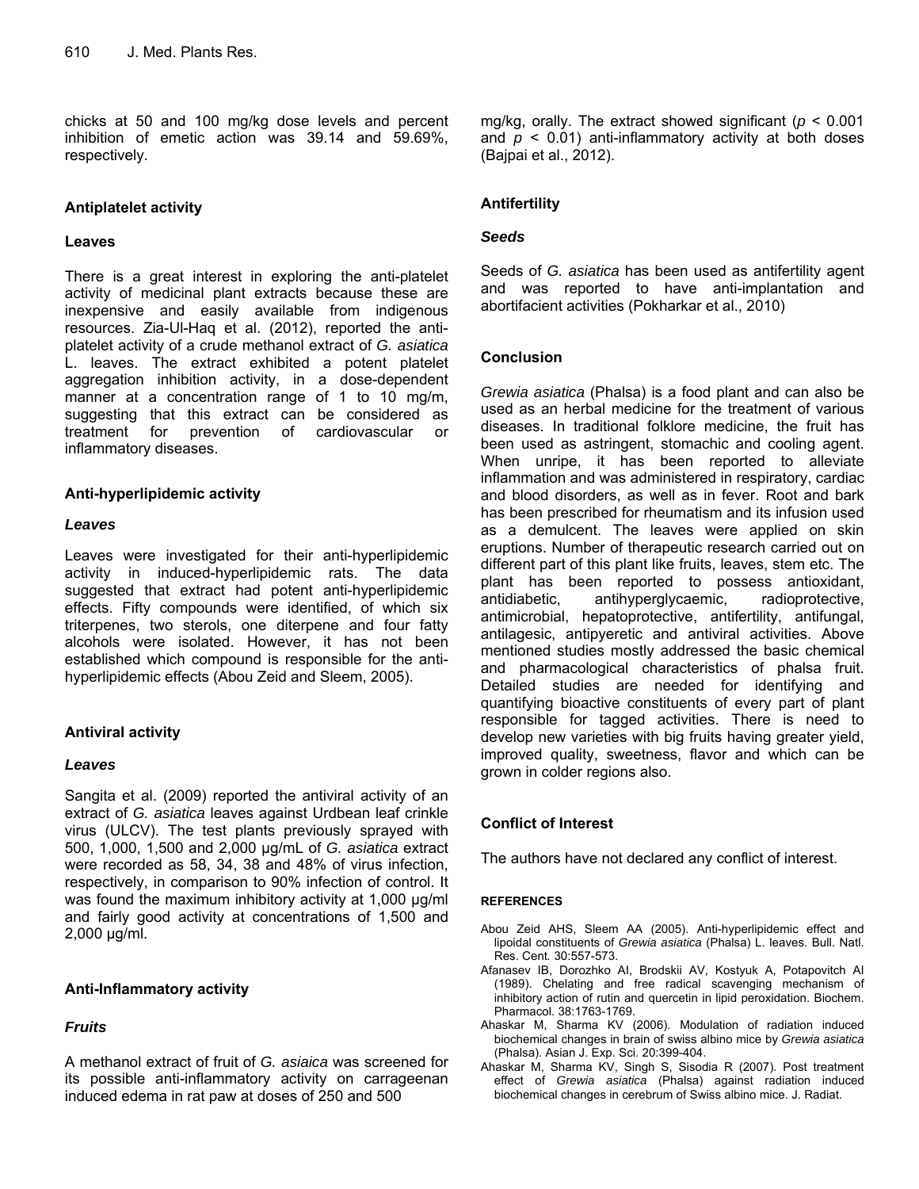chicks at 50 and 100 mg/kg dose levels and percent inhibition of emetic action was 39.14 and 59.69%, respectively.

## Antiplatelet activity

### Leaves

There is a great interest in exploring the anti-platelet activity of medicinal plant extracts because these are inexpensive and easily available from indigenous resources. Zia-Ul-Haq et al. (2012), reported the anti-platelet activity of a crude methanol extract of *G. asiatica* L. leaves. The extract exhibited a potent platelet aggregation inhibition activity, in a dose-dependent manner at a concentration range of 1 to 10 mg/m, suggesting that this extract can be considered as treatment for prevention of cardiovascular or inflammatory diseases.

## Anti-hyperlipidemic activity

### *Leaves*

Leaves were investigated for their anti-hyperlipidemic activity in induced-hyperlipidemic rats. The data suggested that extract had potent anti-hyperlipidemic effects. Fifty compounds were identified, of which six triterpenes, two sterols, one diterpene and four fatty alcohols were isolated. However, it has not been established which compound is responsible for the anti-hyperlipidemic effects (Abou Zeid and Sleem, 2005).

## Antiviral activity

### *Leaves*

Sangita et al. (2009) reported the antiviral activity of an extract of *G. asiatica* leaves against Urdbean leaf crinkle virus (ULCV). The test plants previously sprayed with 500, 1,000, 1,500 and 2,000 µg/mL of *G. asiatica* extract were recorded as 58, 34, 38 and 48% of virus infection, respectively, in comparison to 90% infection of control. It was found the maximum inhibitory activity at 1,000 µg/ml and fairly good activity at concentrations of 1,500 and 2,000 µg/ml.

## Anti-Inflammatory activity

### *Fruits*

A methanol extract of fruit of *G. asiaica* was screened for its possible anti-inflammatory activity on carrageenan induced edema in rat paw at doses of 250 and 500 mg/kg, orally. The extract showed significant ($p < 0.001$ and $p < 0.01$) anti-inflammatory activity at both doses (Bajpai et al., 2012).

## Antifertility

### *Seeds*

Seeds of *G. asiatica* has been used as antifertility agent and was reported to have anti-implantation and abortifacient activities (Pokharkar et al., 2010)

## Conclusion

*Grewia asiatica* (Phalsa) is a food plant and can also be used as an herbal medicine for the treatment of various diseases. In traditional folklore medicine, the fruit has been used as astringent, stomachic and cooling agent. When unripe, it has been reported to alleviate inflammation and was administered in respiratory, cardiac and blood disorders, as well as in fever. Root and bark has been prescribed for rheumatism and its infusion used as a demulcent. The leaves were applied on skin eruptions. Number of therapeutic research carried out on different part of this plant like fruits, leaves, stem etc. The plant has been reported to possess antioxidant, antidiabetic, antihyperglycaemic, radioprotective, antimicrobial, hepatoprotective, antifertility, antifungal, antilagesic, antipyeretic and antiviral activities. Above mentioned studies mostly addressed the basic chemical and pharmacological characteristics of phalsa fruit. Detailed studies are needed for identifying and quantifying bioactive constituents of every part of plant responsible for tagged activities. There is need to develop new varieties with big fruits having greater yield, improved quality, sweetness, flavor and which can be grown in colder regions also.

## Conflict of Interest

The authors have not declared any conflict of interest.

## REFERENCES

Abou Zeid AHS, Sleem AA (2005). Anti-hyperlipidemic effect and lipoidal constituents of *Grewia asiatica* (Phalsa) L. leaves. Bull. Natl. Res. Cent. 30:557-573.

Afanasev IB, Dorozhko AI, Brodskii AV, Kostyuk A, Potapovitch AI (1989). Chelating and free radical scavenging mechanism of inhibitory action of rutin and quercetin in lipid peroxidation. Biochem. Pharmacol. 38:1763-1769.

Ahaskar M, Sharma KV (2006). Modulation of radiation induced biochemical changes in brain of swiss albino mice by *Grewia asiatica* (Phalsa). Asian J. Exp. Sci. 20:399-404.

Ahaskar M, Sharma KV, Singh S, Sisodia R (2007). Post treatment effect of *Grewia asiatica* (Phalsa) against radiation induced biochemical changes in cerebrum of Swiss albino mice. J. Radiat.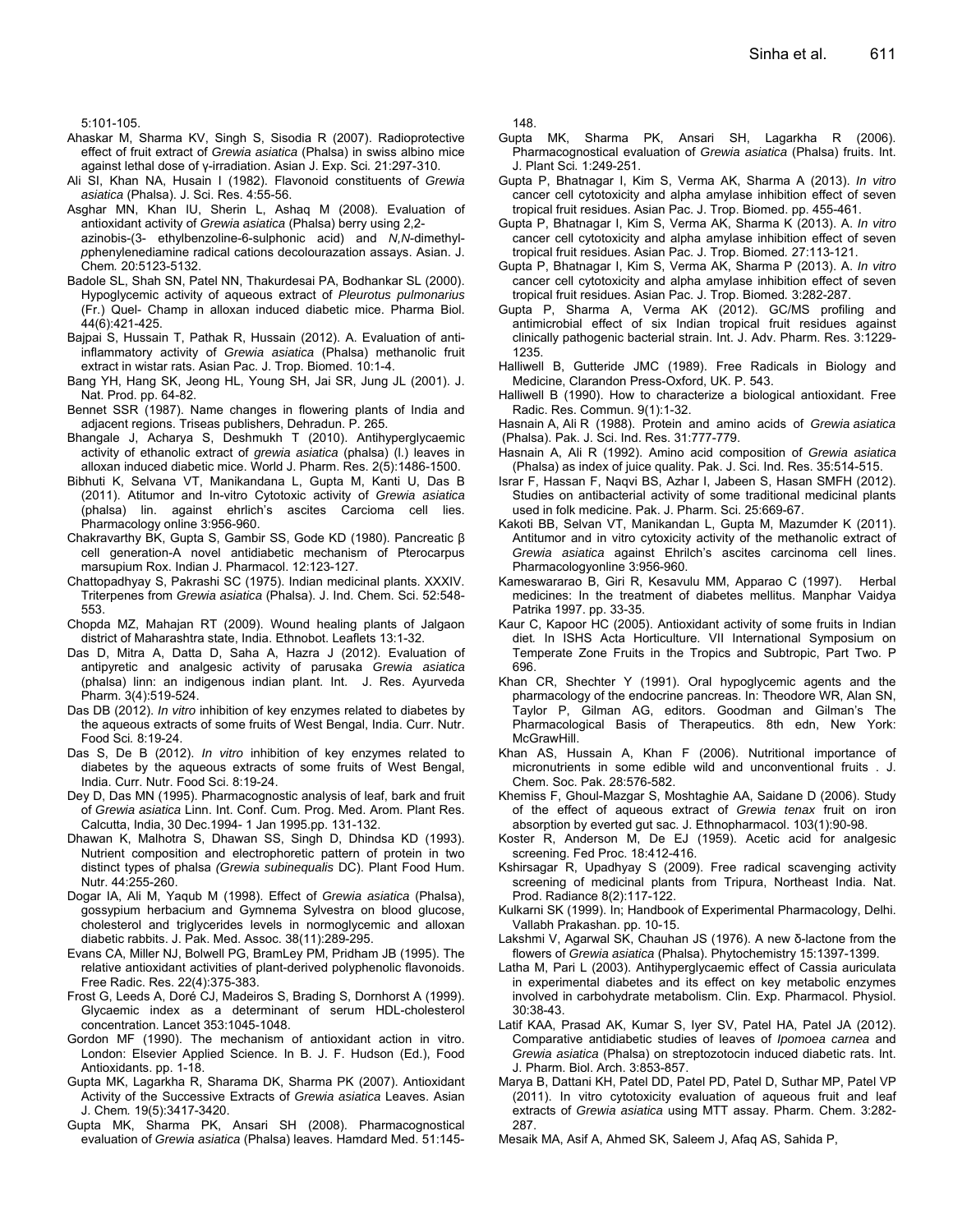5:101-105.

Ahaskar M, Sharma KV, Singh S, Sisodia R (2007). Radioprotective effect of fruit extract of *Grewia asiatica* (Phalsa) in swiss albino mice against lethal dose of γ-irradiation. Asian J. Exp. Sci. 21:297-310.

Ali SI, Khan NA, Husain I (1982). Flavonoid constituents of *Grewia asiatica* (Phalsa). J. Sci. Res. 4:55-56.

Asghar MN, Khan IU, Sherin L, Ashaq M (2008). Evaluation of antioxidant activity of *Grewia asiatica* (Phalsa) berry using 2,2-azinobis-(3- ethylbenzoline-6-sulphonic acid) and *N,N*-dimethyl-*p*phenylenediamine radical cations decolourazation assays. Asian. J. Chem*.* 20:5123-5132.

Badole SL, Shah SN, Patel NN, Thakurdesai PA, Bodhankar SL (2000). Hypoglycemic activity of aqueous extract of *Pleurotus pulmonarius* (Fr.) Quel- Champ in alloxan induced diabetic mice. Pharma Biol. 44(6):421-425.

Bajpai S, Hussain T, Pathak R, Hussain (2012). A. Evaluation of anti-inflammatory activity of *Grewia asiatica* (Phalsa) methanolic fruit extract in wistar rats. Asian Pac. J. Trop. Biomed. 10:1-4.

Bang YH, Hang SK, Jeong HL, Young SH, Jai SR, Jung JL (2001). J. Nat. Prod. pp. 64-82.

Bennet SSR (1987). Name changes in flowering plants of India and adjacent regions. Triseas publishers, Dehradun. P. 265.

Bhangale J, Acharya S, Deshmukh T (2010). Antihyperglycaemic activity of ethanolic extract of *grewia asiatica* (phalsa) (l.) leaves in alloxan induced diabetic mice. World J. Pharm. Res. 2(5):1486-1500.

Bibhuti K, Selvana VT, Manikandana L, Gupta M, Kanti U, Das B (2011). Atitumor and In-vitro Cytotoxic activity of *Grewia asiatica* (phalsa) lin. against ehrlich's ascites Carcioma cell lies. Pharmacology online 3:956-960.

Chakravarthy BK, Gupta S, Gambir SS, Gode KD (1980). Pancreatic β cell generation-A novel antidiabetic mechanism of Pterocarpus marsupium Rox. Indian J. Pharmacol. 12:123-127.

Chattopadhyay S, Pakrashi SC (1975). Indian medicinal plants. XXXIV. Triterpenes from *Grewia asiatica* (Phalsa). J. Ind. Chem. Sci. 52:548-553.

Chopda MZ, Mahajan RT (2009). Wound healing plants of Jalgaon district of Maharashtra state, India. Ethnobot. Leaflets 13:1-32.

Das D, Mitra A, Datta D, Saha A, Hazra J (2012). Evaluation of antipyretic and analgesic activity of parusaka *Grewia asiatica* (phalsa) linn: an indigenous indian plant. Int. J. Res. Ayurveda Pharm. 3(4):519-524.

Das DB (2012). *In vitro* inhibition of key enzymes related to diabetes by the aqueous extracts of some fruits of West Bengal, India. Curr. Nutr. Food Sci*.* 8:19-24.

Das S, De B (2012). *In vitro* inhibition of key enzymes related to diabetes by the aqueous extracts of some fruits of West Bengal, India. Curr. Nutr. Food Sci. 8:19-24.

Dey D, Das MN (1995). Pharmacognostic analysis of leaf, bark and fruit of *Grewia asiatica* Linn. Int. Conf. Cum. Prog. Med. Arom. Plant Res. Calcutta, India, 30 Dec.1994- 1 Jan 1995.pp. 131-132.

Dhawan K, Malhotra S, Dhawan SS, Singh D, Dhindsa KD (1993). Nutrient composition and electrophoretic pattern of protein in two distinct types of phalsa *(Grewia subinequalis* DC). Plant Food Hum. Nutr. 44:255-260.

Dogar IA, Ali M, Yaqub M (1998). Effect of *Grewia asiatica* (Phalsa), gossypium herbacium and Gymnema Sylvestra on blood glucose, cholesterol and triglycerides levels in normoglycemic and alloxan diabetic rabbits. J. Pak. Med. Assoc. 38(11):289-295.

Evans CA, Miller NJ, Bolwell PG, BramLey PM, Pridham JB (1995). The relative antioxidant activities of plant-derived polyphenolic flavonoids. Free Radic. Res. 22(4):375-383.

Frost G, Leeds A, Doré CJ, Madeiros S, Brading S, Dornhorst A (1999). Glycaemic index as a determinant of serum HDL-cholesterol concentration. Lancet 353:1045-1048.

Gordon MF (1990). The mechanism of antioxidant action in vitro. London: Elsevier Applied Science. In B. J. F. Hudson (Ed.), Food Antioxidants. pp. 1-18.

Gupta MK, Lagarkha R, Sharama DK, Sharma PK (2007). Antioxidant Activity of the Successive Extracts of *Grewia asiatica* Leaves. Asian J. Chem*.* 19(5):3417-3420.

Gupta MK, Sharma PK, Ansari SH (2008). Pharmacognostical evaluation of *Grewia asiatica* (Phalsa) leaves. Hamdard Med. 51:145-148.

Gupta MK, Sharma PK, Ansari SH, Lagarkha R (2006). Pharmacognostical evaluation of *Grewia asiatica* (Phalsa) fruits. Int. J. Plant Sci*.* 1:249-251.

Gupta P, Bhatnagar I, Kim S, Verma AK, Sharma A (2013). *In vitro* cancer cell cytotoxicity and alpha amylase inhibition effect of seven tropical fruit residues. Asian Pac. J. Trop. Biomed. pp. 455-461.

Gupta P, Bhatnagar I, Kim S, Verma AK, Sharma K (2013). A. *In vitro* cancer cell cytotoxicity and alpha amylase inhibition effect of seven tropical fruit residues. Asian Pac. J. Trop. Biomed*.* 27:113-121.

Gupta P, Bhatnagar I, Kim S, Verma AK, Sharma P (2013). A. *In vitro* cancer cell cytotoxicity and alpha amylase inhibition effect of seven tropical fruit residues. Asian Pac. J. Trop. Biomed*.* 3:282-287.

Gupta P, Sharma A, Verma AK (2012). GC/MS profiling and antimicrobial effect of six Indian tropical fruit residues against clinically pathogenic bacterial strain. Int. J. Adv. Pharm. Res. 3:1229-1235.

Halliwell B, Gutteride JMC (1989). Free Radicals in Biology and Medicine, Clarandon Press-Oxford, UK. P. 543.

Halliwell B (1990). How to characterize a biological antioxidant. Free Radic. Res. Commun. 9(1):1-32.

Hasnain A, Ali R (1988). Protein and amino acids of *Grewia asiatica* (Phalsa). Pak. J. Sci. Ind. Res. 31:777-779.

Hasnain A, Ali R (1992). Amino acid composition of *Grewia asiatica* (Phalsa) as index of juice quality. Pak. J. Sci. Ind. Res. 35:514-515.

Israr F, Hassan F, Naqvi BS, Azhar I, Jabeen S, Hasan SMFH (2012). Studies on antibacterial activity of some traditional medicinal plants used in folk medicine. Pak. J. Pharm. Sci. 25:669-67.

Kakoti BB, Selvan VT, Manikandan L, Gupta M, Mazumder K (2011). Antitumor and in vitro cytoxicity activity of the methanolic extract of *Grewia asiatica* against Ehrilch's ascites carcinoma cell lines. Pharmacologyonline 3:956-960.

Kameswararao B, Giri R, Kesavulu MM, Apparao C (1997). Herbal medicines: In the treatment of diabetes mellitus. Manphar Vaidya Patrika 1997. pp. 33-35.

Kaur C, Kapoor HC (2005). Antioxidant activity of some fruits in Indian diet*.* In ISHS Acta Horticulture. VII International Symposium on Temperate Zone Fruits in the Tropics and Subtropic, Part Two. P 696.

Khan CR, Shechter Y (1991). Oral hypoglycemic agents and the pharmacology of the endocrine pancreas. In: Theodore WR, Alan SN, Taylor P, Gilman AG, editors. Goodman and Gilman's The Pharmacological Basis of Therapeutics. 8th edn, New York: McGrawHill.

Khan AS, Hussain A, Khan F (2006). Nutritional importance of micronutrients in some edible wild and unconventional fruits . J. Chem. Soc. Pak. 28:576-582.

Khemiss F, Ghoul-Mazgar S, Moshtaghie AA, Saidane D (2006). Study of the effect of aqueous extract of *Grewia tenax* fruit on iron absorption by everted gut sac. J. Ethnopharmacol. 103(1):90-98.

Koster R, Anderson M, De EJ (1959). Acetic acid for analgesic screening. Fed Proc. 18:412-416.

Kshirsagar R, Upadhyay S (2009). Free radical scavenging activity screening of medicinal plants from Tripura, Northeast India. Nat. Prod. Radiance 8(2):117-122.

Kulkarni SK (1999). In; Handbook of Experimental Pharmacology, Delhi. Vallabh Prakashan. pp. 10-15.

Lakshmi V, Agarwal SK, Chauhan JS (1976). A new δ-lactone from the flowers of *Grewia asiatica* (Phalsa). Phytochemistry 15:1397-1399.

Latha M, Pari L (2003). Antihyperglycaemic effect of Cassia auriculata in experimental diabetes and its effect on key metabolic enzymes involved in carbohydrate metabolism. Clin. Exp. Pharmacol. Physiol. 30:38-43.

Latif KAA, Prasad AK, Kumar S, Iyer SV, Patel HA, Patel JA (2012). Comparative antidiabetic studies of leaves of *Ipomoea carnea* and *Grewia asiatica* (Phalsa) on streptozotocin induced diabetic rats. Int. J. Pharm. Biol. Arch. 3:853-857.

Marya B, Dattani KH, Patel DD, Patel PD, Patel D, Suthar MP, Patel VP (2011). In vitro cytotoxicity evaluation of aqueous fruit and leaf extracts of *Grewia asiatica* using MTT assay. Pharm. Chem. 3:282-287.

Mesaik MA, Asif A, Ahmed SK, Saleem J, Afaq AS, Sahida P,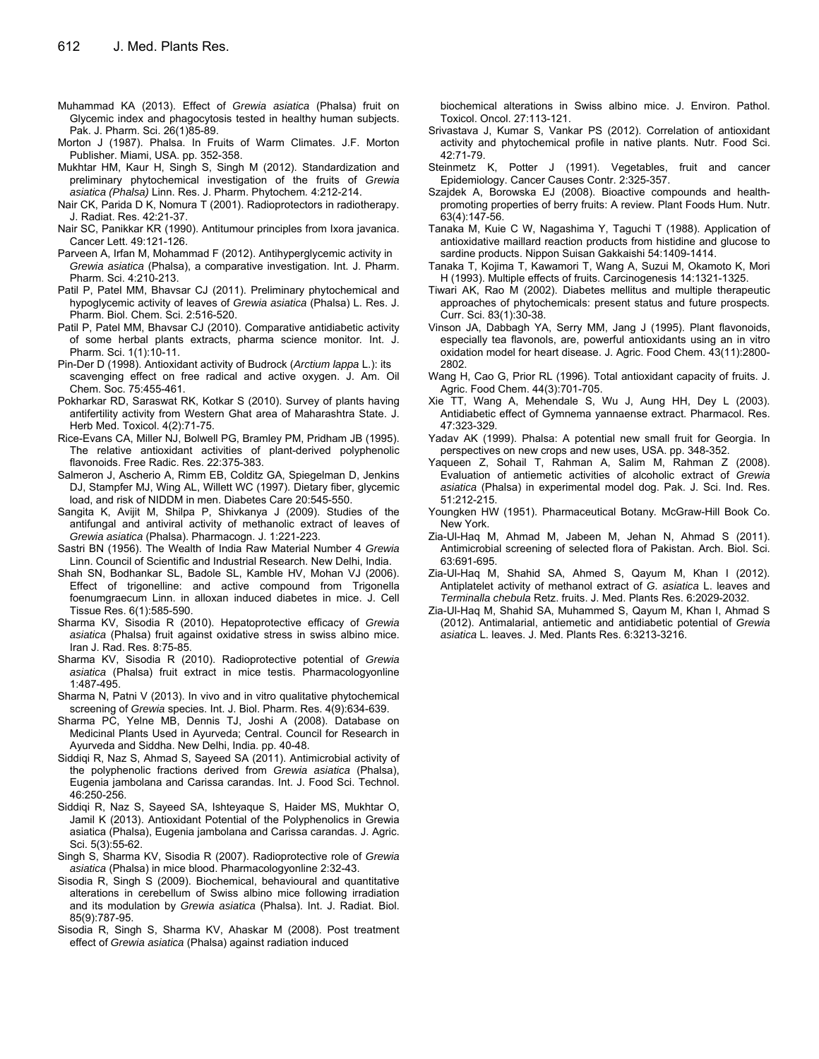Muhammad KA (2013). Effect of *Grewia asiatica* (Phalsa) fruit on Glycemic index and phagocytosis tested in healthy human subjects. Pak. J. Pharm. Sci. 26(1)85-89.

Morton J (1987). Phalsa. In Fruits of Warm Climates. J.F. Morton Publisher. Miami, USA. pp. 352-358.

Mukhtar HM, Kaur H, Singh S, Singh M (2012). Standardization and preliminary phytochemical investigation of the fruits of *Grewia asiatica (Phalsa)* Linn. Res. J. Pharm. Phytochem. 4:212-214.

Nair CK, Parida D K, Nomura T (2001). Radioprotectors in radiotherapy. J. Radiat. Res. 42:21-37.

Nair SC, Panikkar KR (1990). Antitumour principles from Ixora javanica. Cancer Lett. 49:121-126.

Parveen A, Irfan M, Mohammad F (2012). Antihyperglycemic activity in *Grewia asiatica* (Phalsa), a comparative investigation. Int. J. Pharm. Pharm. Sci. 4:210-213.

Patil P, Patel MM, Bhavsar CJ (2011). Preliminary phytochemical and hypoglycemic activity of leaves of *Grewia asiatica* (Phalsa) L. Res. J. Pharm. Biol. Chem. Sci. 2:516-520.

Patil P, Patel MM, Bhavsar CJ (2010). Comparative antidiabetic activity of some herbal plants extracts, pharma science monitor. Int. J. Pharm. Sci. 1(1):10-11.

Pin-Der D (1998). Antioxidant activity of Budrock (*Arctium lappa* L.): its scavenging effect on free radical and active oxygen. J. Am. Oil Chem. Soc. 75:455-461.

Pokharkar RD, Saraswat RK, Kotkar S (2010). Survey of plants having antifertility activity from Western Ghat area of Maharashtra State. J. Herb Med. Toxicol. 4(2):71-75.

Rice-Evans CA, Miller NJ, Bolwell PG, Bramley PM, Pridham JB (1995). The relative antioxidant activities of plant-derived polyphenolic flavonoids. Free Radic. Res. 22:375-383.

Salmeron J, Ascherio A, Rimm EB, Colditz GA, Spiegelman D, Jenkins DJ, Stampfer MJ, Wing AL, Willett WC (1997). Dietary fiber, glycemic load, and risk of NIDDM in men. Diabetes Care 20:545-550.

Sangita K, Avijit M, Shilpa P, Shivkanya J (2009). Studies of the antifungal and antiviral activity of methanolic extract of leaves of *Grewia asiatica* (Phalsa). Pharmacogn. J. 1:221-223.

Sastri BN (1956). The Wealth of India Raw Material Number 4 *Grewia* Linn. Council of Scientific and Industrial Research. New Delhi, India.

Shah SN, Bodhankar SL, Badole SL, Kamble HV, Mohan VJ (2006). Effect of trigonelline: and active compound from Trigonella foenumgraecum Linn. in alloxan induced diabetes in mice. J. Cell Tissue Res. 6(1):585-590.

Sharma KV, Sisodia R (2010). Hepatoprotective efficacy of *Grewia asiatica* (Phalsa) fruit against oxidative stress in swiss albino mice. Iran J. Rad. Res. 8:75-85.

Sharma KV, Sisodia R (2010). Radioprotective potential of *Grewia asiatica* (Phalsa) fruit extract in mice testis. Pharmacologyonline 1:487-495.

Sharma N, Patni V (2013). In vivo and in vitro qualitative phytochemical screening of *Grewia* species. Int. J. Biol. Pharm. Res. 4(9):634-639.

Sharma PC, Yelne MB, Dennis TJ, Joshi A (2008). Database on Medicinal Plants Used in Ayurveda; Central. Council for Research in Ayurveda and Siddha. New Delhi, India. pp. 40-48.

Siddiqi R, Naz S, Ahmad S, Sayeed SA (2011). Antimicrobial activity of the polyphenolic fractions derived from *Grewia asiatica* (Phalsa), Eugenia jambolana and Carissa carandas. Int. J. Food Sci. Technol. 46:250-256.

Siddiqi R, Naz S, Sayeed SA, Ishteyaque S, Haider MS, Mukhtar O, Jamil K (2013). Antioxidant Potential of the Polyphenolics in Grewia asiatica (Phalsa), Eugenia jambolana and Carissa carandas. J. Agric. Sci. 5(3):55-62.

Singh S, Sharma KV, Sisodia R (2007). Radioprotective role of *Grewia asiatica* (Phalsa) in mice blood. Pharmacologyonline 2:32-43.

Sisodia R, Singh S (2009). Biochemical, behavioural and quantitative alterations in cerebellum of Swiss albino mice following irradiation and its modulation by *Grewia asiatica* (Phalsa). Int. J. Radiat. Biol. 85(9):787-95.

Sisodia R, Singh S, Sharma KV, Ahaskar M (2008). Post treatment effect of *Grewia asiatica* (Phalsa) against radiation induced biochemical alterations in Swiss albino mice. J. Environ. Pathol. Toxicol. Oncol. 27:113-121.

Srivastava J, Kumar S, Vankar PS (2012). Correlation of antioxidant activity and phytochemical profile in native plants. Nutr. Food Sci. 42:71-79.

Steinmetz K, Potter J (1991). Vegetables, fruit and cancer Epidemiology. Cancer Causes Contr. 2:325-357.

Szajdek A, Borowska EJ (2008). Bioactive compounds and health-promoting properties of berry fruits: A review. Plant Foods Hum. Nutr. 63(4):147-56.

Tanaka M, Kuie C W, Nagashima Y, Taguchi T (1988). Application of antioxidative maillard reaction products from histidine and glucose to sardine products. Nippon Suisan Gakkaishi 54:1409-1414.

Tanaka T, Kojima T, Kawamori T, Wang A, Suzui M, Okamoto K, Mori H (1993). Multiple effects of fruits. Carcinogenesis 14:1321-1325.

Tiwari AK, Rao M (2002). Diabetes mellitus and multiple therapeutic approaches of phytochemicals: present status and future prospects. Curr. Sci. 83(1):30-38.

Vinson JA, Dabbagh YA, Serry MM, Jang J (1995). Plant flavonoids, especially tea flavonols, are, powerful antioxidants using an in vitro oxidation model for heart disease. J. Agric. Food Chem. 43(11):2800-2802.

Wang H, Cao G, Prior RL (1996). Total antioxidant capacity of fruits. J. Agric. Food Chem. 44(3):701-705.

Xie TT, Wang A, Mehendale S, Wu J, Aung HH, Dey L (2003). Antidiabetic effect of Gymnema yannaense extract. Pharmacol. Res. 47:323-329.

Yadav AK (1999). Phalsa: A potential new small fruit for Georgia. In perspectives on new crops and new uses, USA. pp. 348-352.

Yaqueen Z, Sohail T, Rahman A, Salim M, Rahman Z (2008). Evaluation of antiemetic activities of alcoholic extract of *Grewia asiatica* (Phalsa) in experimental model dog. Pak. J. Sci. Ind. Res. 51:212-215.

Youngken HW (1951). Pharmaceutical Botany. McGraw-Hill Book Co. New York.

Zia-Ul-Haq M, Ahmad M, Jabeen M, Jehan N, Ahmad S (2011). Antimicrobial screening of selected flora of Pakistan. Arch. Biol. Sci. 63:691-695.

Zia-Ul-Haq M, Shahid SA, Ahmed S, Qayum M, Khan I (2012). Antiplatelet activity of methanol extract of *G. asiatica* L. leaves and *Terminalla chebula* Retz. fruits. J. Med. Plants Res. 6:2029-2032.

Zia-Ul-Haq M, Shahid SA, Muhammed S, Qayum M, Khan I, Ahmad S (2012). Antimalarial, antiemetic and antidiabetic potential of *Grewia asiatica* L. leaves. J. Med. Plants Res. 6:3213-3216.